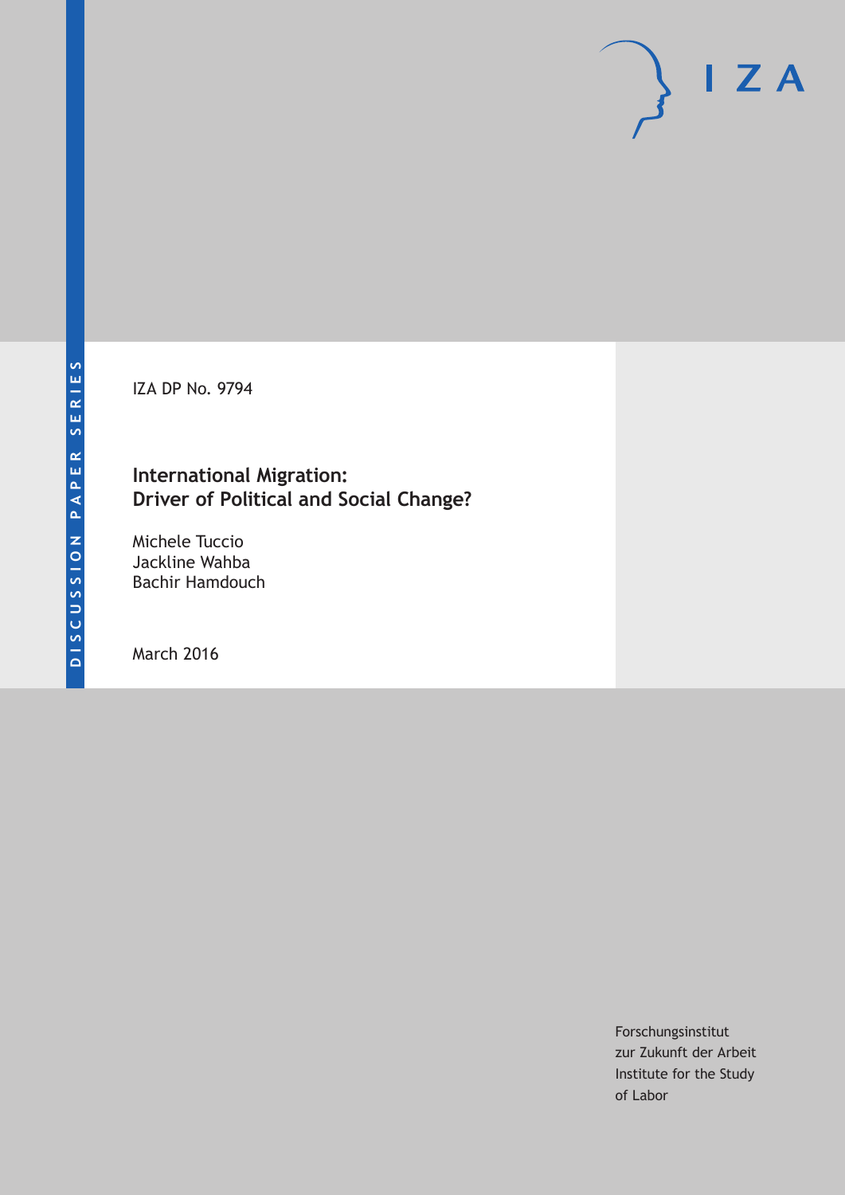DISCUSSION PAPER SERIES

IZA DP No. 9794

# International Migration: Driver of Political and Social Change?

Michele Tuccio
Jackline Wahba
Bachir Hamdouch

March 2016

Forschungsinstitut
zur Zukunft der Arbeit
Institute for the Study
of Labor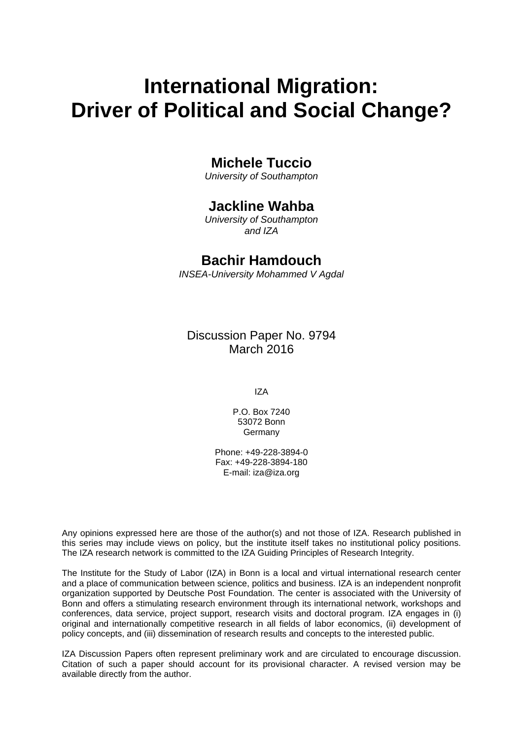# International Migration: Driver of Political and Social Change?

**Michele Tuccio**
*University of Southampton*

**Jackline Wahba**
*University of Southampton and IZA*

**Bachir Hamdouch**
*INSEA-University Mohammed V Agdal*

Discussion Paper No. 9794
March 2016

IZA

P.O. Box 7240
53072 Bonn
Germany

Phone: +49-228-3894-0
Fax: +49-228-3894-180
E-mail: iza@iza.org

Any opinions expressed here are those of the author(s) and not those of IZA. Research published in this series may include views on policy, but the institute itself takes no institutional policy positions. The IZA research network is committed to the IZA Guiding Principles of Research Integrity.

The Institute for the Study of Labor (IZA) in Bonn is a local and virtual international research center and a place of communication between science, politics and business. IZA is an independent nonprofit organization supported by Deutsche Post Foundation. The center is associated with the University of Bonn and offers a stimulating research environment through its international network, workshops and conferences, data service, project support, research visits and doctoral program. IZA engages in (i) original and internationally competitive research in all fields of labor economics, (ii) development of policy concepts, and (iii) dissemination of research results and concepts to the interested public.

IZA Discussion Papers often represent preliminary work and are circulated to encourage discussion. Citation of such a paper should account for its provisional character. A revised version may be available directly from the author.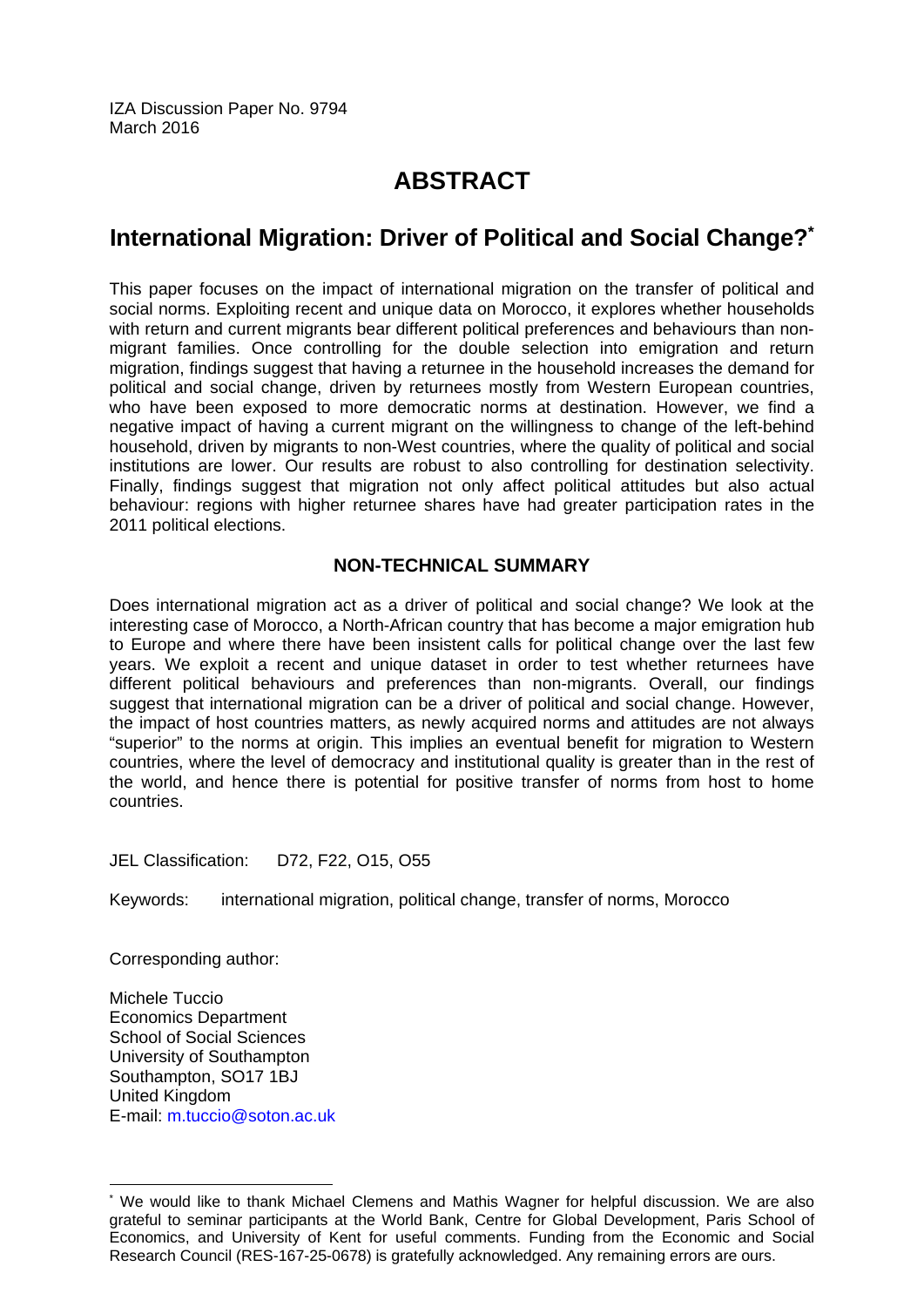IZA Discussion Paper No. 9794
March 2016

# ABSTRACT

## International Migration: Driver of Political and Social Change?[*]

This paper focuses on the impact of international migration on the transfer of political and social norms. Exploiting recent and unique data on Morocco, it explores whether households with return and current migrants bear different political preferences and behaviours than non-migrant families. Once controlling for the double selection into emigration and return migration, findings suggest that having a returnee in the household increases the demand for political and social change, driven by returnees mostly from Western European countries, who have been exposed to more democratic norms at destination. However, we find a negative impact of having a current migrant on the willingness to change of the left-behind household, driven by migrants to non-West countries, where the quality of political and social institutions are lower. Our results are robust to also controlling for destination selectivity. Finally, findings suggest that migration not only affect political attitudes but also actual behaviour: regions with higher returnee shares have had greater participation rates in the 2011 political elections.

### NON-TECHNICAL SUMMARY

Does international migration act as a driver of political and social change? We look at the interesting case of Morocco, a North-African country that has become a major emigration hub to Europe and where there have been insistent calls for political change over the last few years. We exploit a recent and unique dataset in order to test whether returnees have different political behaviours and preferences than non-migrants. Overall, our findings suggest that international migration can be a driver of political and social change. However, the impact of host countries matters, as newly acquired norms and attitudes are not always "superior" to the norms at origin. This implies an eventual benefit for migration to Western countries, where the level of democracy and institutional quality is greater than in the rest of the world, and hence there is potential for positive transfer of norms from host to home countries.

JEL Classification: D72, F22, O15, O55

Keywords: international migration, political change, transfer of norms, Morocco

Corresponding author:

Michele Tuccio
Economics Department
School of Social Sciences
University of Southampton
Southampton, SO17 1BJ
United Kingdom
E-mail: m.tuccio@soton.ac.uk

---

[*] We would like to thank Michael Clemens and Mathis Wagner for helpful discussion. We are also grateful to seminar participants at the World Bank, Centre for Global Development, Paris School of Economics, and University of Kent for useful comments. Funding from the Economic and Social Research Council (RES-167-25-0678) is gratefully acknowledged. Any remaining errors are ours.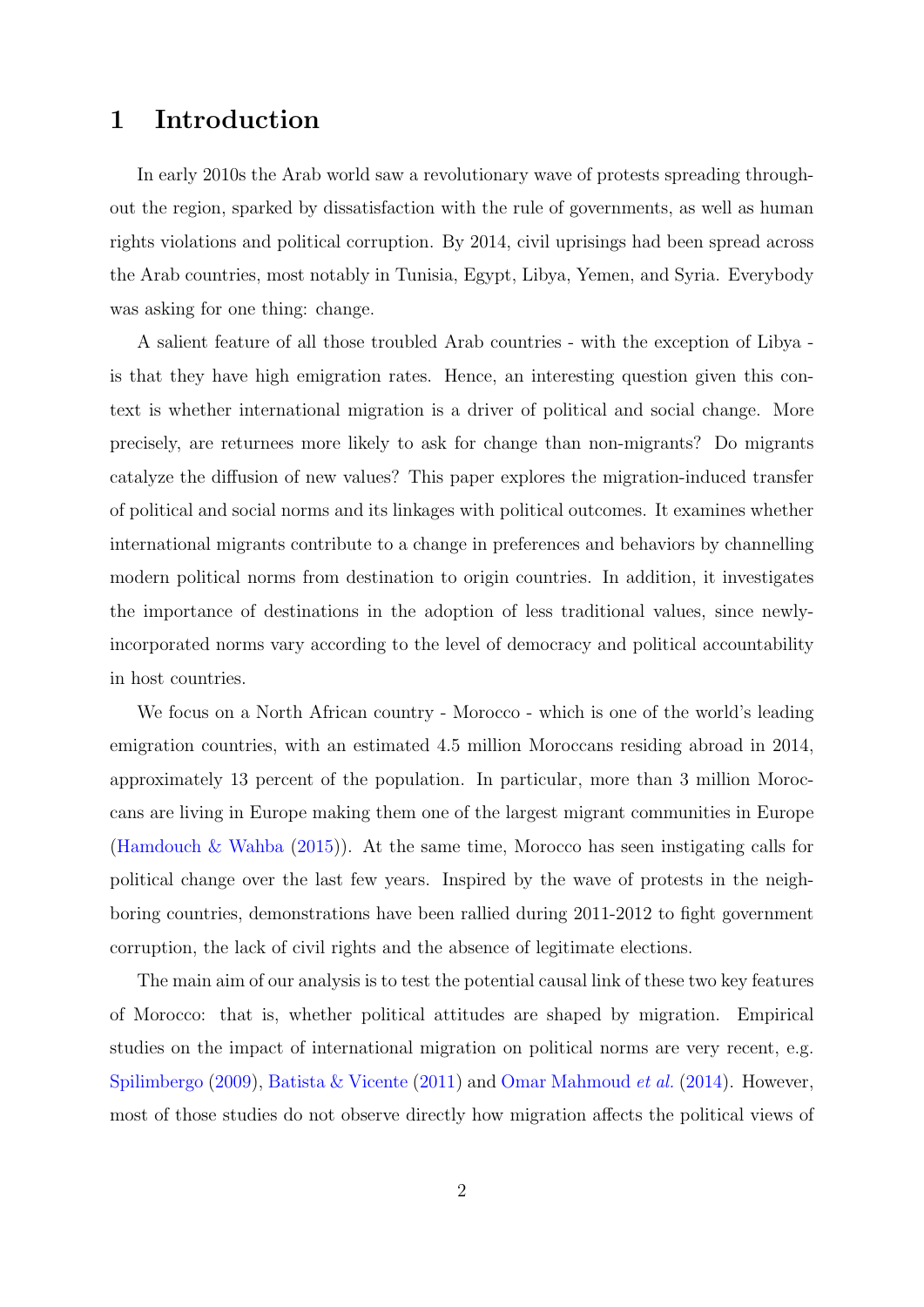# 1 Introduction

In early 2010s the Arab world saw a revolutionary wave of protests spreading throughout the region, sparked by dissatisfaction with the rule of governments, as well as human rights violations and political corruption. By 2014, civil uprisings had been spread across the Arab countries, most notably in Tunisia, Egypt, Libya, Yemen, and Syria. Everybody was asking for one thing: change.

A salient feature of all those troubled Arab countries - with the exception of Libya - is that they have high emigration rates. Hence, an interesting question given this context is whether international migration is a driver of political and social change. More precisely, are returnees more likely to ask for change than non-migrants? Do migrants catalyze the diffusion of new values? This paper explores the migration-induced transfer of political and social norms and its linkages with political outcomes. It examines whether international migrants contribute to a change in preferences and behaviors by channelling modern political norms from destination to origin countries. In addition, it investigates the importance of destinations in the adoption of less traditional values, since newly-incorporated norms vary according to the level of democracy and political accountability in host countries.

We focus on a North African country - Morocco - which is one of the world's leading emigration countries, with an estimated 4.5 million Moroccans residing abroad in 2014, approximately 13 percent of the population. In particular, more than 3 million Moroccans are living in Europe making them one of the largest migrant communities in Europe (Hamdouch & Wahba (2015)). At the same time, Morocco has seen instigating calls for political change over the last few years. Inspired by the wave of protests in the neighboring countries, demonstrations have been rallied during 2011-2012 to fight government corruption, the lack of civil rights and the absence of legitimate elections.

The main aim of our analysis is to test the potential causal link of these two key features of Morocco: that is, whether political attitudes are shaped by migration. Empirical studies on the impact of international migration on political norms are very recent, e.g. Spilimbergo (2009), Batista & Vicente (2011) and Omar Mahmoud *et al.* (2014). However, most of those studies do not observe directly how migration affects the political views of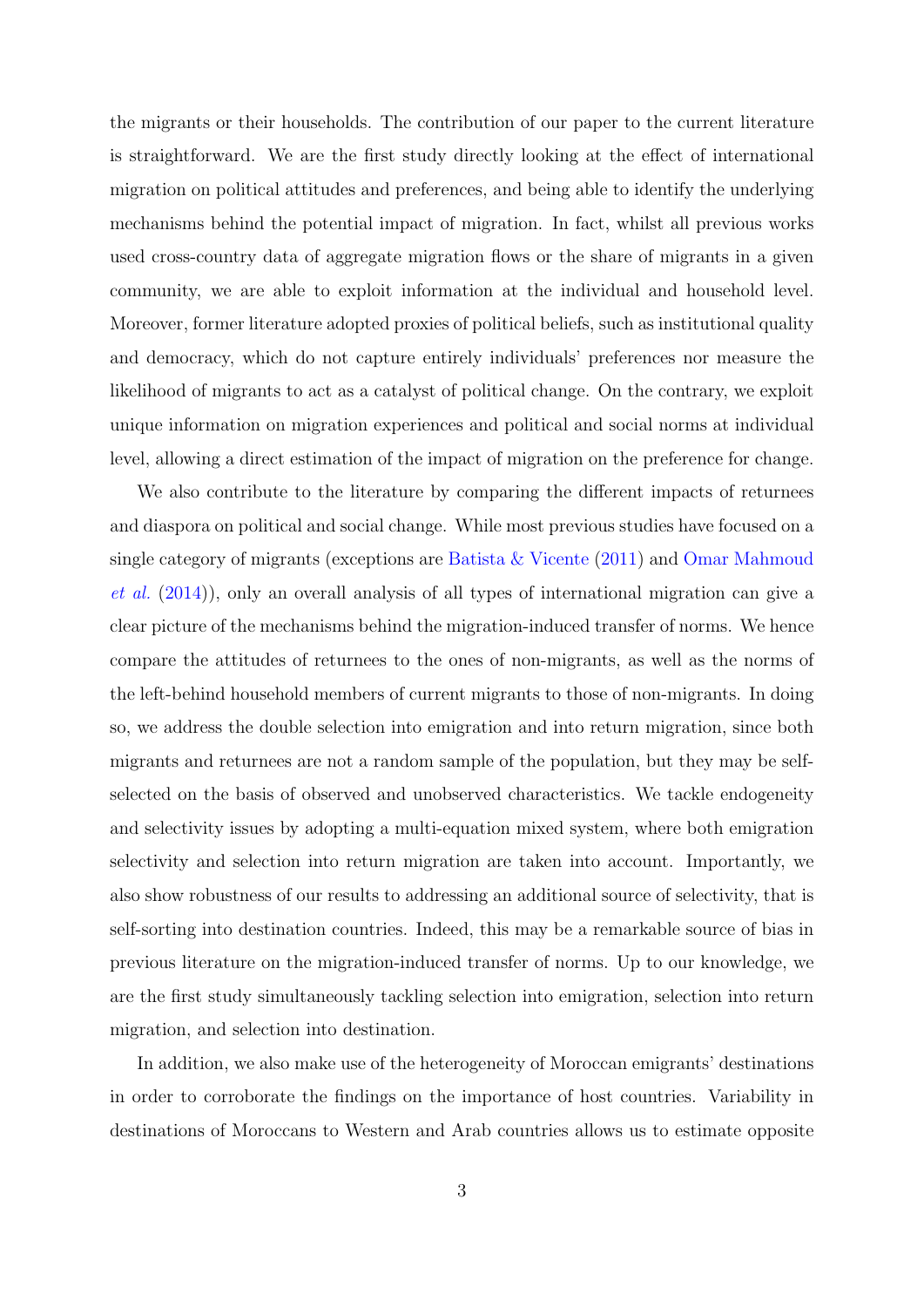the migrants or their households. The contribution of our paper to the current literature is straightforward. We are the first study directly looking at the effect of international migration on political attitudes and preferences, and being able to identify the underlying mechanisms behind the potential impact of migration. In fact, whilst all previous works used cross-country data of aggregate migration flows or the share of migrants in a given community, we are able to exploit information at the individual and household level. Moreover, former literature adopted proxies of political beliefs, such as institutional quality and democracy, which do not capture entirely individuals' preferences nor measure the likelihood of migrants to act as a catalyst of political change. On the contrary, we exploit unique information on migration experiences and political and social norms at individual level, allowing a direct estimation of the impact of migration on the preference for change.

We also contribute to the literature by comparing the different impacts of returnees and diaspora on political and social change. While most previous studies have focused on a single category of migrants (exceptions are Batista & Vicente (2011) and Omar Mahmoud *et al.* (2014)), only an overall analysis of all types of international migration can give a clear picture of the mechanisms behind the migration-induced transfer of norms. We hence compare the attitudes of returnees to the ones of non-migrants, as well as the norms of the left-behind household members of current migrants to those of non-migrants. In doing so, we address the double selection into emigration and into return migration, since both migrants and returnees are not a random sample of the population, but they may be self-selected on the basis of observed and unobserved characteristics. We tackle endogeneity and selectivity issues by adopting a multi-equation mixed system, where both emigration selectivity and selection into return migration are taken into account. Importantly, we also show robustness of our results to addressing an additional source of selectivity, that is self-sorting into destination countries. Indeed, this may be a remarkable source of bias in previous literature on the migration-induced transfer of norms. Up to our knowledge, we are the first study simultaneously tackling selection into emigration, selection into return migration, and selection into destination.

In addition, we also make use of the heterogeneity of Moroccan emigrants' destinations in order to corroborate the findings on the importance of host countries. Variability in destinations of Moroccans to Western and Arab countries allows us to estimate opposite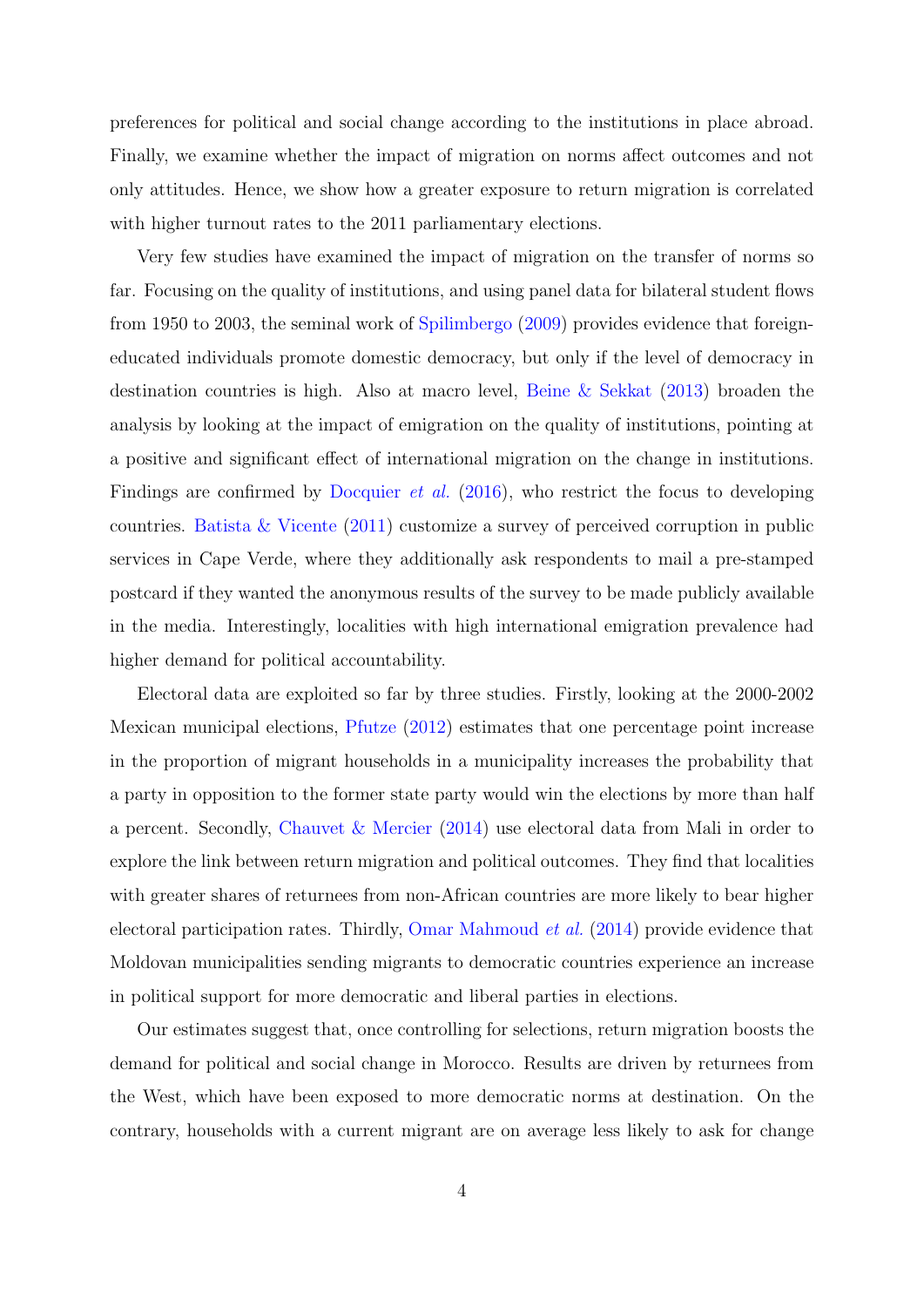preferences for political and social change according to the institutions in place abroad. Finally, we examine whether the impact of migration on norms affect outcomes and not only attitudes. Hence, we show how a greater exposure to return migration is correlated with higher turnout rates to the 2011 parliamentary elections.

Very few studies have examined the impact of migration on the transfer of norms so far. Focusing on the quality of institutions, and using panel data for bilateral student flows from 1950 to 2003, the seminal work of Spilimbergo (2009) provides evidence that foreign-educated individuals promote domestic democracy, but only if the level of democracy in destination countries is high. Also at macro level, Beine & Sekkat (2013) broaden the analysis by looking at the impact of emigration on the quality of institutions, pointing at a positive and significant effect of international migration on the change in institutions. Findings are confirmed by Docquier *et al.* (2016), who restrict the focus to developing countries. Batista & Vicente (2011) customize a survey of perceived corruption in public services in Cape Verde, where they additionally ask respondents to mail a pre-stamped postcard if they wanted the anonymous results of the survey to be made publicly available in the media. Interestingly, localities with high international emigration prevalence had higher demand for political accountability.

Electoral data are exploited so far by three studies. Firstly, looking at the 2000-2002 Mexican municipal elections, Pfutze (2012) estimates that one percentage point increase in the proportion of migrant households in a municipality increases the probability that a party in opposition to the former state party would win the elections by more than half a percent. Secondly, Chauvet & Mercier (2014) use electoral data from Mali in order to explore the link between return migration and political outcomes. They find that localities with greater shares of returnees from non-African countries are more likely to bear higher electoral participation rates. Thirdly, Omar Mahmoud *et al.* (2014) provide evidence that Moldovan municipalities sending migrants to democratic countries experience an increase in political support for more democratic and liberal parties in elections.

Our estimates suggest that, once controlling for selections, return migration boosts the demand for political and social change in Morocco. Results are driven by returnees from the West, which have been exposed to more democratic norms at destination. On the contrary, households with a current migrant are on average less likely to ask for change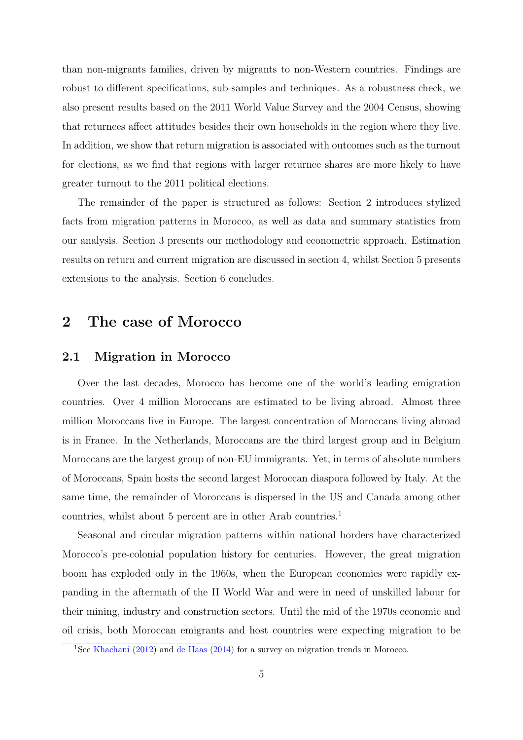than non-migrants families, driven by migrants to non-Western countries. Findings are robust to different specifications, sub-samples and techniques. As a robustness check, we also present results based on the 2011 World Value Survey and the 2004 Census, showing that returnees affect attitudes besides their own households in the region where they live. In addition, we show that return migration is associated with outcomes such as the turnout for elections, as we find that regions with larger returnee shares are more likely to have greater turnout to the 2011 political elections.

The remainder of the paper is structured as follows: Section 2 introduces stylized facts from migration patterns in Morocco, as well as data and summary statistics from our analysis. Section 3 presents our methodology and econometric approach. Estimation results on return and current migration are discussed in section 4, whilst Section 5 presents extensions to the analysis. Section 6 concludes.

# 2 The case of Morocco

## 2.1 Migration in Morocco

Over the last decades, Morocco has become one of the world's leading emigration countries. Over 4 million Moroccans are estimated to be living abroad. Almost three million Moroccans live in Europe. The largest concentration of Moroccans living abroad is in France. In the Netherlands, Moroccans are the third largest group and in Belgium Moroccans are the largest group of non-EU immigrants. Yet, in terms of absolute numbers of Moroccans, Spain hosts the second largest Moroccan diaspora followed by Italy. At the same time, the remainder of Moroccans is dispersed in the US and Canada among other countries, whilst about 5 percent are in other Arab countries.[1]

Seasonal and circular migration patterns within national borders have characterized Morocco's pre-colonial population history for centuries. However, the great migration boom has exploded only in the 1960s, when the European economies were rapidly expanding in the aftermath of the II World War and were in need of unskilled labour for their mining, industry and construction sectors. Until the mid of the 1970s economic and oil crisis, both Moroccan emigrants and host countries were expecting migration to be

[1] See Khachani (2012) and de Haas (2014) for a survey on migration trends in Morocco.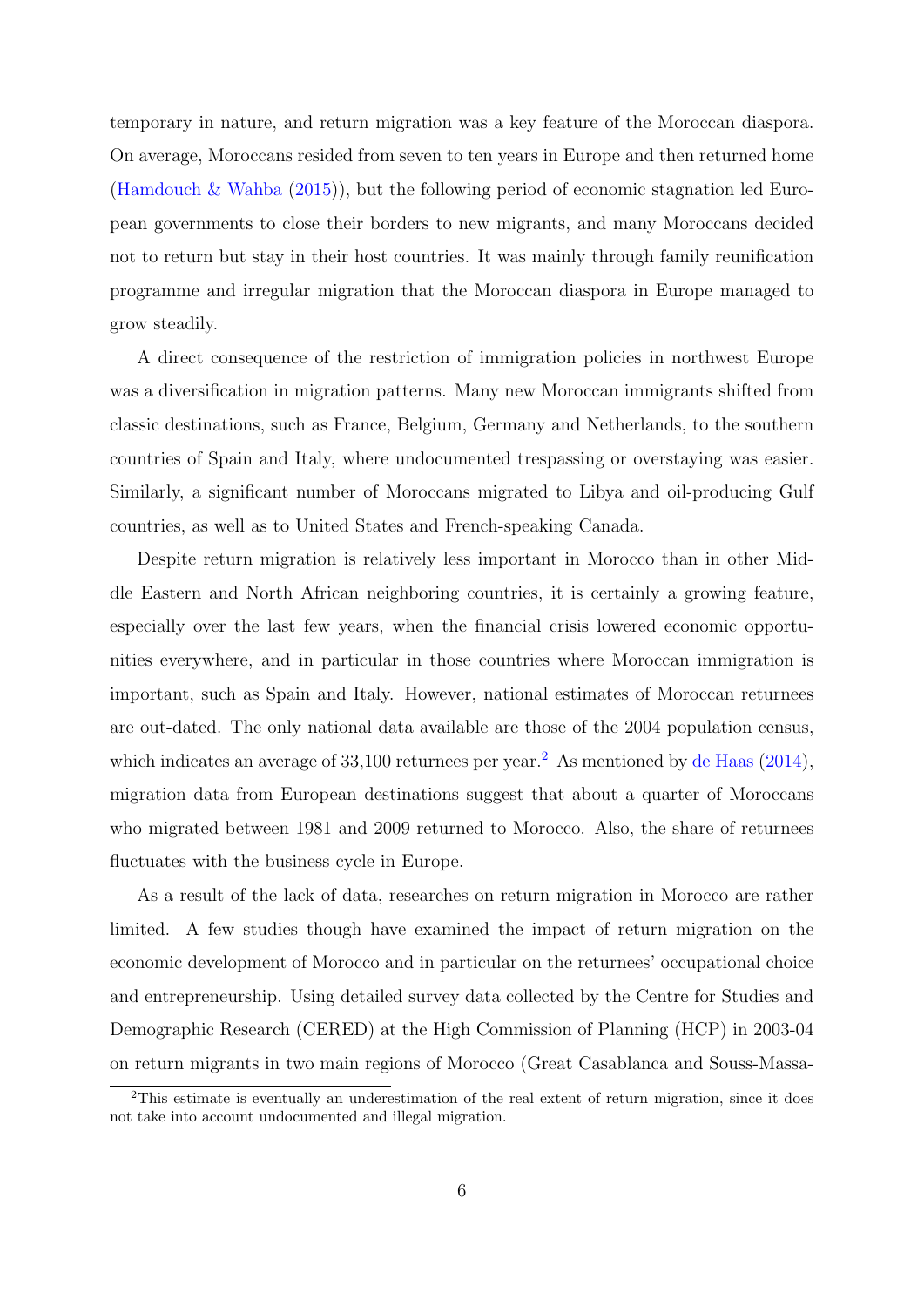temporary in nature, and return migration was a key feature of the Moroccan diaspora. On average, Moroccans resided from seven to ten years in Europe and then returned home (Hamdouch & Wahba (2015)), but the following period of economic stagnation led European governments to close their borders to new migrants, and many Moroccans decided not to return but stay in their host countries. It was mainly through family reunification programme and irregular migration that the Moroccan diaspora in Europe managed to grow steadily.

A direct consequence of the restriction of immigration policies in northwest Europe was a diversification in migration patterns. Many new Moroccan immigrants shifted from classic destinations, such as France, Belgium, Germany and Netherlands, to the southern countries of Spain and Italy, where undocumented trespassing or overstaying was easier. Similarly, a significant number of Moroccans migrated to Libya and oil-producing Gulf countries, as well as to United States and French-speaking Canada.

Despite return migration is relatively less important in Morocco than in other Middle Eastern and North African neighboring countries, it is certainly a growing feature, especially over the last few years, when the financial crisis lowered economic opportunities everywhere, and in particular in those countries where Moroccan immigration is important, such as Spain and Italy. However, national estimates of Moroccan returnees are out-dated. The only national data available are those of the 2004 population census, which indicates an average of 33,100 returnees per year.[2] As mentioned by de Haas (2014), migration data from European destinations suggest that about a quarter of Moroccans who migrated between 1981 and 2009 returned to Morocco. Also, the share of returnees fluctuates with the business cycle in Europe.

As a result of the lack of data, researches on return migration in Morocco are rather limited. A few studies though have examined the impact of return migration on the economic development of Morocco and in particular on the returnees' occupational choice and entrepreneurship. Using detailed survey data collected by the Centre for Studies and Demographic Research (CERED) at the High Commission of Planning (HCP) in 2003-04 on return migrants in two main regions of Morocco (Great Casablanca and Souss-Massa-

[2]This estimate is eventually an underestimation of the real extent of return migration, since it does not take into account undocumented and illegal migration.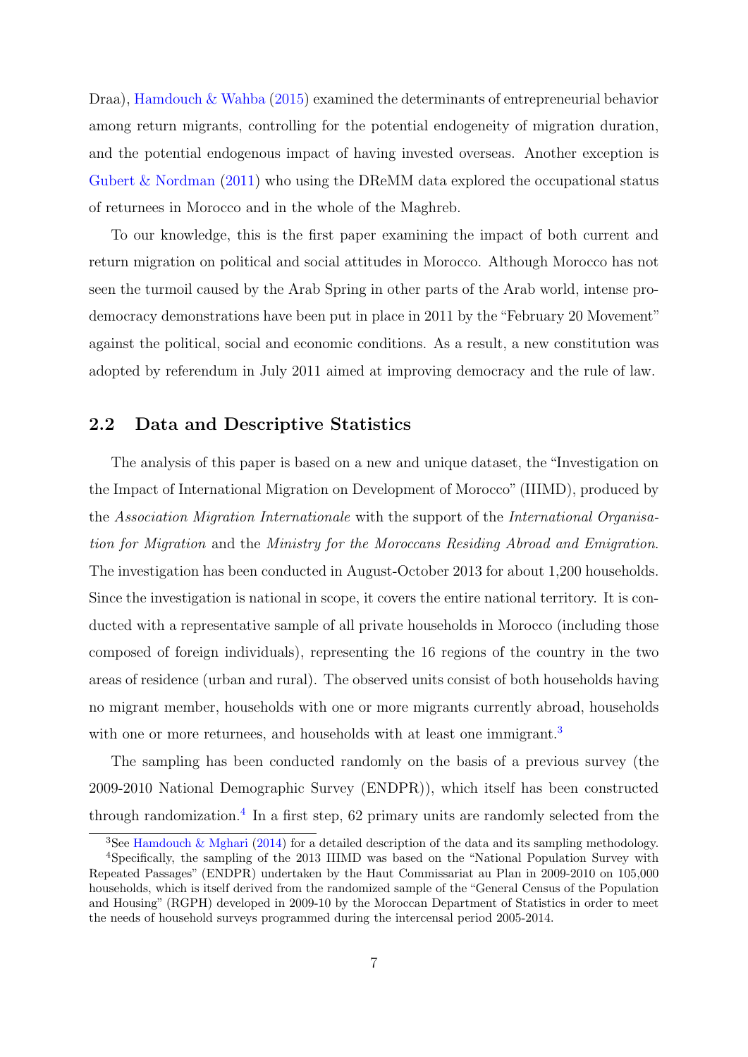Draa), Hamdouch & Wahba (2015) examined the determinants of entrepreneurial behavior among return migrants, controlling for the potential endogeneity of migration duration, and the potential endogenous impact of having invested overseas. Another exception is Gubert & Nordman (2011) who using the DReMM data explored the occupational status of returnees in Morocco and in the whole of the Maghreb.

To our knowledge, this is the first paper examining the impact of both current and return migration on political and social attitudes in Morocco. Although Morocco has not seen the turmoil caused by the Arab Spring in other parts of the Arab world, intense pro-democracy demonstrations have been put in place in 2011 by the "February 20 Movement" against the political, social and economic conditions. As a result, a new constitution was adopted by referendum in July 2011 aimed at improving democracy and the rule of law.

## 2.2 Data and Descriptive Statistics

The analysis of this paper is based on a new and unique dataset, the "Investigation on the Impact of International Migration on Development of Morocco" (IIIMD), produced by the *Association Migration Internationale* with the support of the *International Organisation for Migration* and the *Ministry for the Moroccans Residing Abroad and Emigration*. The investigation has been conducted in August-October 2013 for about 1,200 households. Since the investigation is national in scope, it covers the entire national territory. It is conducted with a representative sample of all private households in Morocco (including those composed of foreign individuals), representing the 16 regions of the country in the two areas of residence (urban and rural). The observed units consist of both households having no migrant member, households with one or more migrants currently abroad, households with one or more returnees, and households with at least one immigrant.[3]

The sampling has been conducted randomly on the basis of a previous survey (the 2009-2010 National Demographic Survey (ENDPR)), which itself has been constructed through randomization.[4] In a first step, 62 primary units are randomly selected from the

[3] See Hamdouch & Mghari (2014) for a detailed description of the data and its sampling methodology.

[4] Specifically, the sampling of the 2013 IIIMD was based on the "National Population Survey with Repeated Passages" (ENDPR) undertaken by the Haut Commissariat au Plan in 2009-2010 on 105,000 households, which is itself derived from the randomized sample of the "General Census of the Population and Housing" (RGPH) developed in 2009-10 by the Moroccan Department of Statistics in order to meet the needs of household surveys programmed during the intercensal period 2005-2014.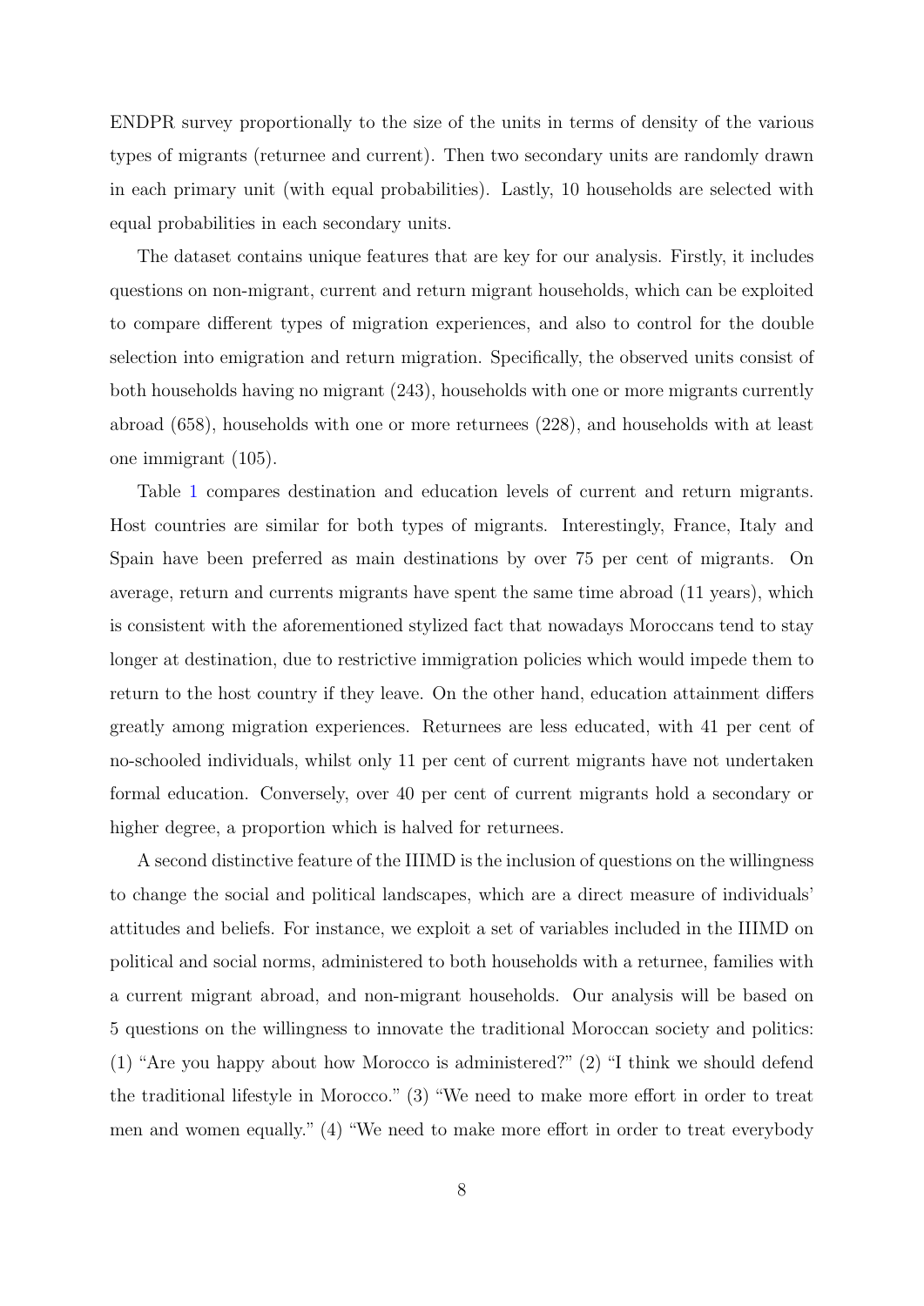ENDPR survey proportionally to the size of the units in terms of density of the various types of migrants (returnee and current). Then two secondary units are randomly drawn in each primary unit (with equal probabilities). Lastly, 10 households are selected with equal probabilities in each secondary units.

The dataset contains unique features that are key for our analysis. Firstly, it includes questions on non-migrant, current and return migrant households, which can be exploited to compare different types of migration experiences, and also to control for the double selection into emigration and return migration. Specifically, the observed units consist of both households having no migrant (243), households with one or more migrants currently abroad (658), households with one or more returnees (228), and households with at least one immigrant (105).

Table 1 compares destination and education levels of current and return migrants. Host countries are similar for both types of migrants. Interestingly, France, Italy and Spain have been preferred as main destinations by over 75 per cent of migrants. On average, return and currents migrants have spent the same time abroad (11 years), which is consistent with the aforementioned stylized fact that nowadays Moroccans tend to stay longer at destination, due to restrictive immigration policies which would impede them to return to the host country if they leave. On the other hand, education attainment differs greatly among migration experiences. Returnees are less educated, with 41 per cent of no-schooled individuals, whilst only 11 per cent of current migrants have not undertaken formal education. Conversely, over 40 per cent of current migrants hold a secondary or higher degree, a proportion which is halved for returnees.

A second distinctive feature of the IIIMD is the inclusion of questions on the willingness to change the social and political landscapes, which are a direct measure of individuals' attitudes and beliefs. For instance, we exploit a set of variables included in the IIIMD on political and social norms, administered to both households with a returnee, families with a current migrant abroad, and non-migrant households. Our analysis will be based on 5 questions on the willingness to innovate the traditional Moroccan society and politics: (1) "Are you happy about how Morocco is administered?" (2) "I think we should defend the traditional lifestyle in Morocco." (3) "We need to make more effort in order to treat men and women equally." (4) "We need to make more effort in order to treat everybody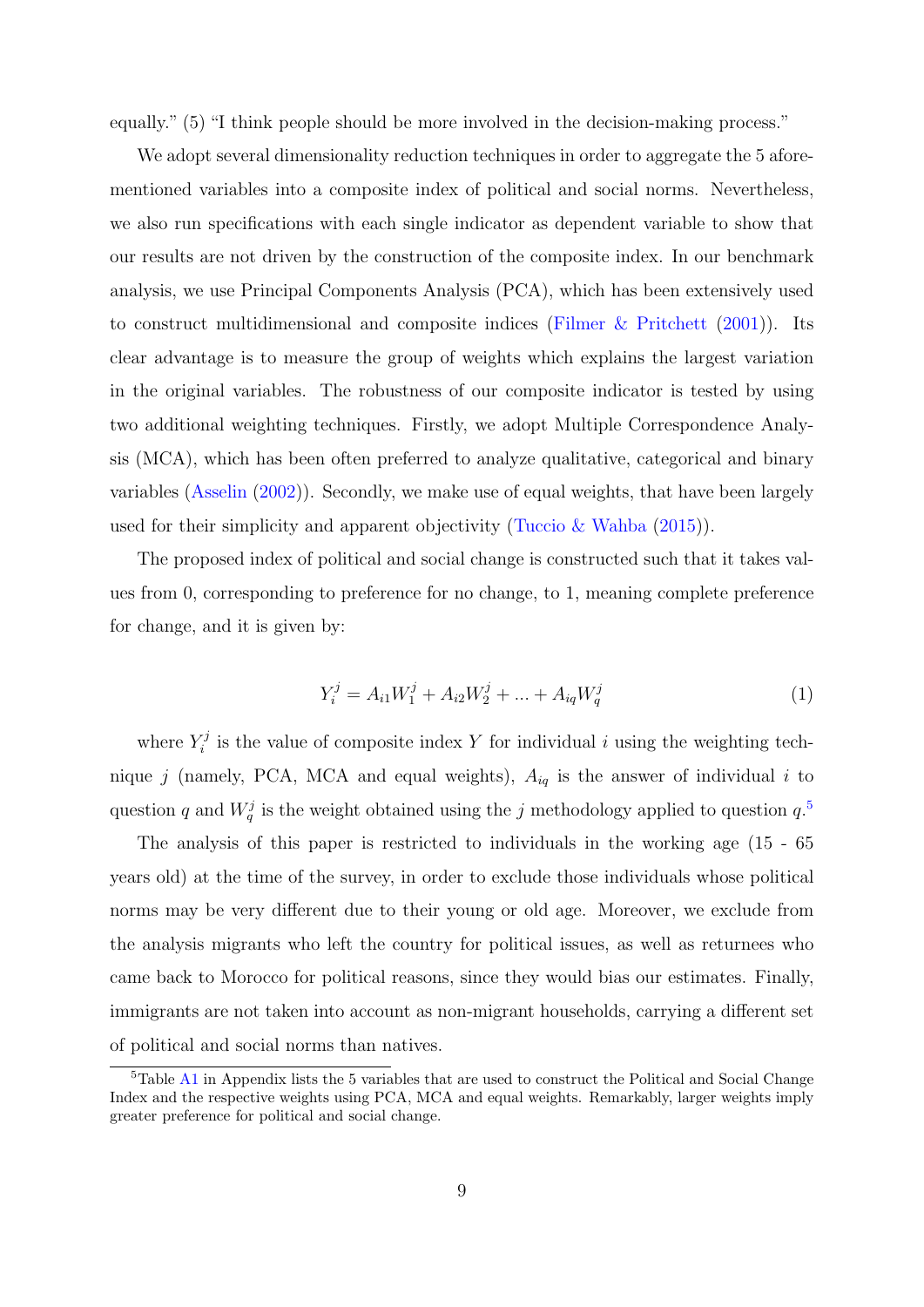equally." (5) "I think people should be more involved in the decision-making process."

We adopt several dimensionality reduction techniques in order to aggregate the 5 aforementioned variables into a composite index of political and social norms. Nevertheless, we also run specifications with each single indicator as dependent variable to show that our results are not driven by the construction of the composite index. In our benchmark analysis, we use Principal Components Analysis (PCA), which has been extensively used to construct multidimensional and composite indices (Filmer & Pritchett (2001)). Its clear advantage is to measure the group of weights which explains the largest variation in the original variables. The robustness of our composite indicator is tested by using two additional weighting techniques. Firstly, we adopt Multiple Correspondence Analysis (MCA), which has been often preferred to analyze qualitative, categorical and binary variables (Asselin (2002)). Secondly, we make use of equal weights, that have been largely used for their simplicity and apparent objectivity (Tuccio & Wahba (2015)).

The proposed index of political and social change is constructed such that it takes values from 0, corresponding to preference for no change, to 1, meaning complete preference for change, and it is given by:

$$Y_i^j = A_{i1}W_1^j + A_{i2}W_2^j + ... + A_{iq}W_q^j \tag{1}$$

where $Y_i^j$ is the value of composite index $Y$ for individual $i$ using the weighting technique $j$ (namely, PCA, MCA and equal weights), $A_{iq}$ is the answer of individual $i$ to question $q$ and $W_q^j$ is the weight obtained using the $j$ methodology applied to question $q$.[5]

The analysis of this paper is restricted to individuals in the working age (15 - 65 years old) at the time of the survey, in order to exclude those individuals whose political norms may be very different due to their young or old age. Moreover, we exclude from the analysis migrants who left the country for political issues, as well as returnees who came back to Morocco for political reasons, since they would bias our estimates. Finally, immigrants are not taken into account as non-migrant households, carrying a different set of political and social norms than natives.

[5]Table A1 in Appendix lists the 5 variables that are used to construct the Political and Social Change Index and the respective weights using PCA, MCA and equal weights. Remarkably, larger weights imply greater preference for political and social change.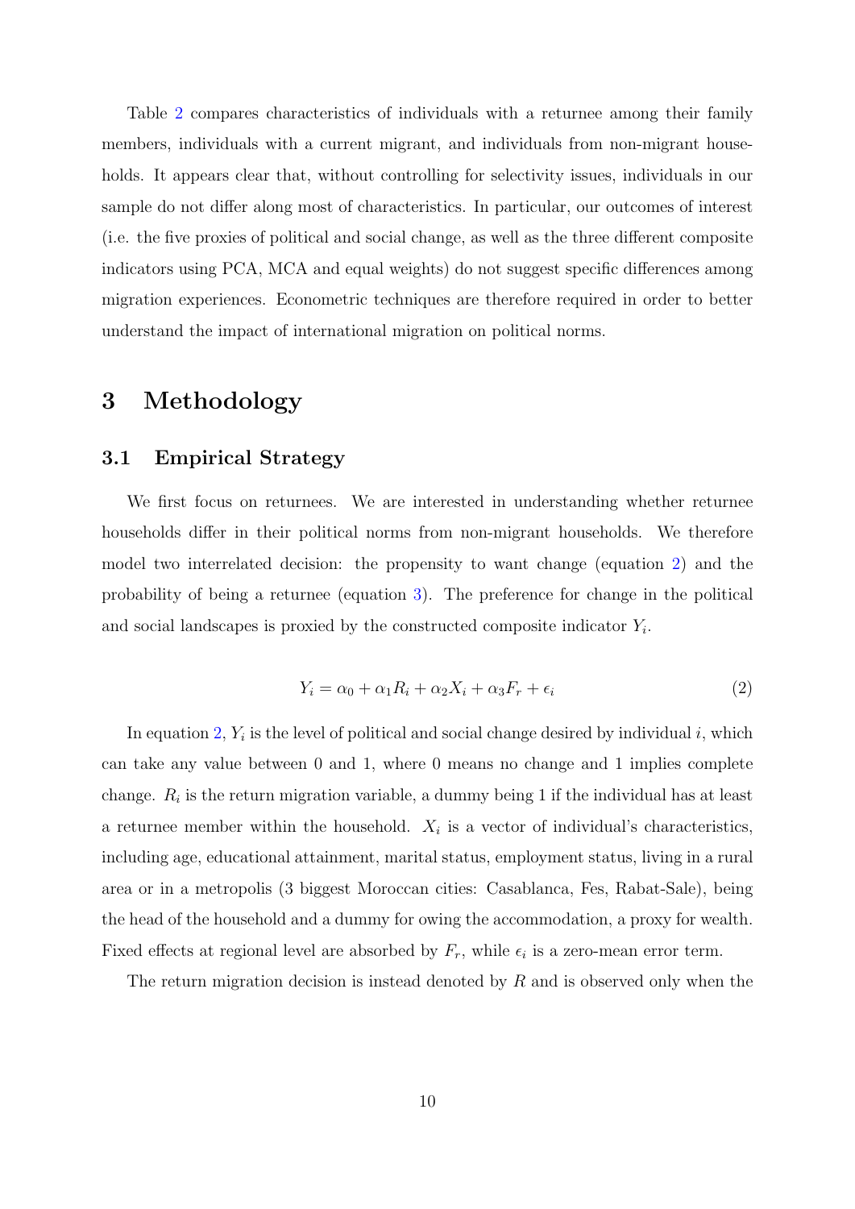Table 2 compares characteristics of individuals with a returnee among their family members, individuals with a current migrant, and individuals from non-migrant households. It appears clear that, without controlling for selectivity issues, individuals in our sample do not differ along most of characteristics. In particular, our outcomes of interest (i.e. the five proxies of political and social change, as well as the three different composite indicators using PCA, MCA and equal weights) do not suggest specific differences among migration experiences. Econometric techniques are therefore required in order to better understand the impact of international migration on political norms.

# 3 Methodology

## 3.1 Empirical Strategy

We first focus on returnees. We are interested in understanding whether returnee households differ in their political norms from non-migrant households. We therefore model two interrelated decision: the propensity to want change (equation 2) and the probability of being a returnee (equation 3). The preference for change in the political and social landscapes is proxied by the constructed composite indicator $Y_i$.

$$Y_i = \alpha_0 + \alpha_1 R_i + \alpha_2 X_i + \alpha_3 F_r + \epsilon_i \tag{2}$$

In equation 2, $Y_i$ is the level of political and social change desired by individual $i$, which can take any value between 0 and 1, where 0 means no change and 1 implies complete change. $R_i$ is the return migration variable, a dummy being 1 if the individual has at least a returnee member within the household. $X_i$ is a vector of individual's characteristics, including age, educational attainment, marital status, employment status, living in a rural area or in a metropolis (3 biggest Moroccan cities: Casablanca, Fes, Rabat-Sale), being the head of the household and a dummy for owing the accommodation, a proxy for wealth. Fixed effects at regional level are absorbed by $F_r$, while $\epsilon_i$ is a zero-mean error term.

The return migration decision is instead denoted by $R$ and is observed only when the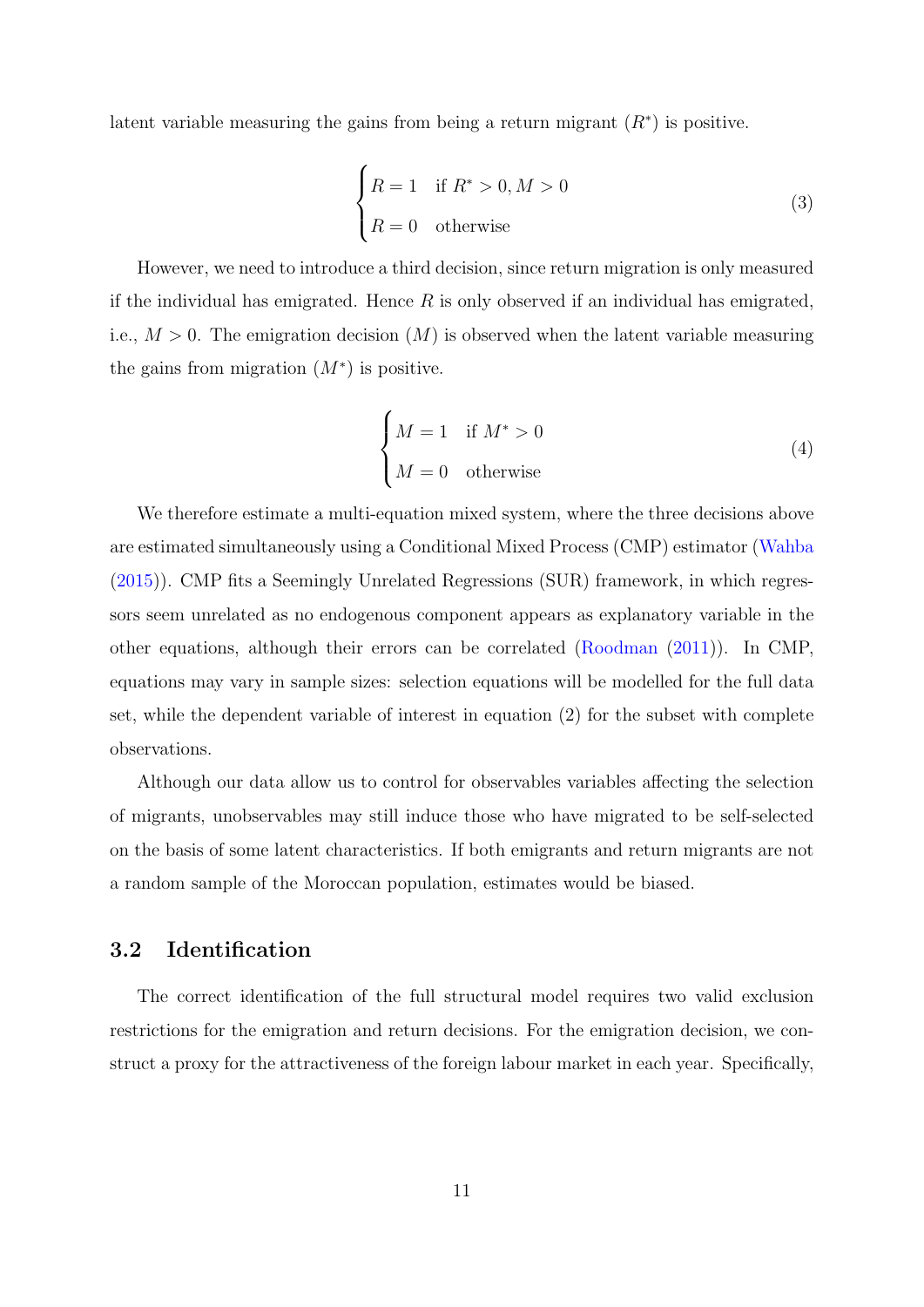latent variable measuring the gains from being a return migrant ($R^*$) is positive.

$$
\begin{cases} R = 1 & \text{if } R^* > 0, M > 0 \\ R = 0 & \text{otherwise} \end{cases} \tag{3}
$$

However, we need to introduce a third decision, since return migration is only measured if the individual has emigrated. Hence $R$ is only observed if an individual has emigrated, i.e., $M > 0$. The emigration decision ($M$) is observed when the latent variable measuring the gains from migration ($M^*$) is positive.

$$
\begin{cases} M = 1 & \text{if } M^* > 0 \\ M = 0 & \text{otherwise} \end{cases} \tag{4}
$$

We therefore estimate a multi-equation mixed system, where the three decisions above are estimated simultaneously using a Conditional Mixed Process (CMP) estimator (Wahba (2015)). CMP fits a Seemingly Unrelated Regressions (SUR) framework, in which regressors seem unrelated as no endogenous component appears as explanatory variable in the other equations, although their errors can be correlated (Roodman (2011)). In CMP, equations may vary in sample sizes: selection equations will be modelled for the full data set, while the dependent variable of interest in equation (2) for the subset with complete observations.

Although our data allow us to control for observables variables affecting the selection of migrants, unobservables may still induce those who have migrated to be self-selected on the basis of some latent characteristics. If both emigrants and return migrants are not a random sample of the Moroccan population, estimates would be biased.

### 3.2 Identification

The correct identification of the full structural model requires two valid exclusion restrictions for the emigration and return decisions. For the emigration decision, we construct a proxy for the attractiveness of the foreign labour market in each year. Specifically,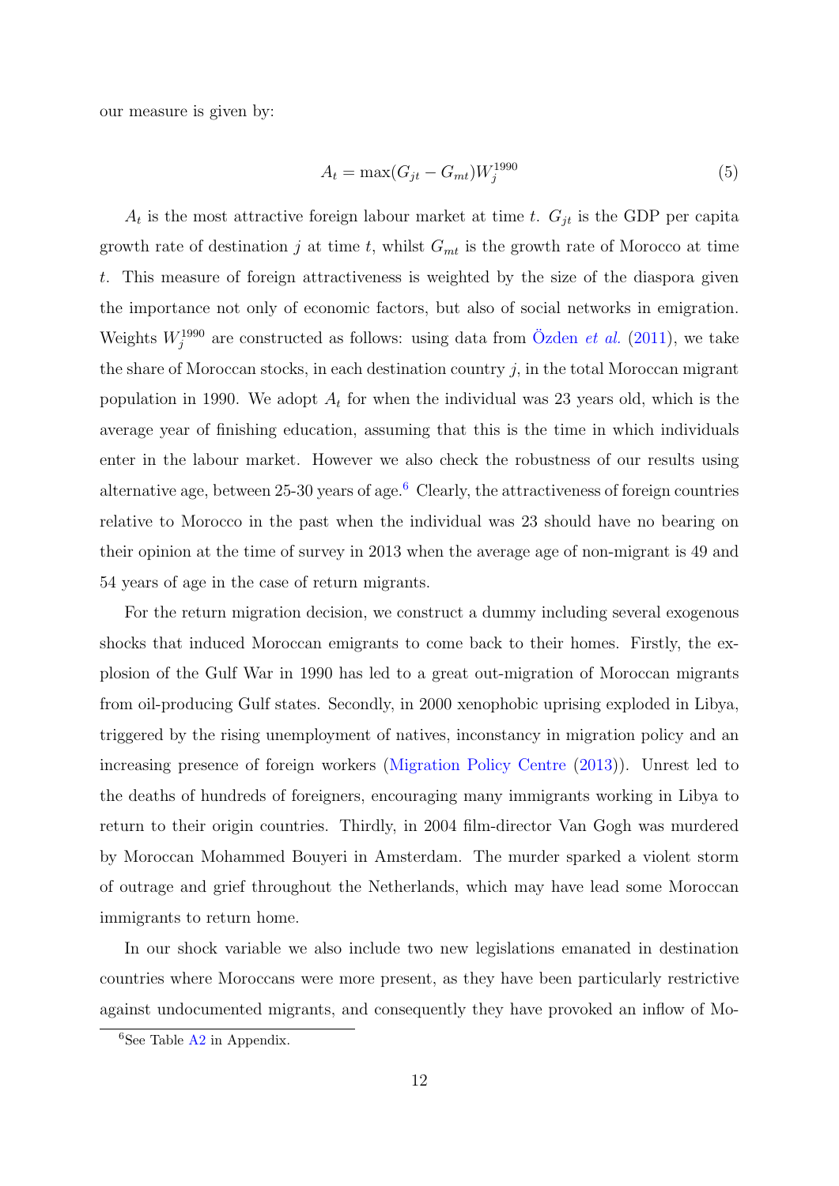our measure is given by:

$$A_t = \max(G_{jt} - G_{mt})W_j^{1990} \tag{5}$$

$A_t$ is the most attractive foreign labour market at time $t$. $G_{jt}$ is the GDP per capita growth rate of destination $j$ at time $t$, whilst $G_{mt}$ is the growth rate of Morocco at time $t$. This measure of foreign attractiveness is weighted by the size of the diaspora given the importance not only of economic factors, but also of social networks in emigration. Weights $W_j^{1990}$ are constructed as follows: using data from Özden *et al.* (2011), we take the share of Moroccan stocks, in each destination country $j$, in the total Moroccan migrant population in 1990. We adopt $A_t$ for when the individual was 23 years old, which is the average year of finishing education, assuming that this is the time in which individuals enter in the labour market. However we also check the robustness of our results using alternative age, between 25-30 years of age.[6] Clearly, the attractiveness of foreign countries relative to Morocco in the past when the individual was 23 should have no bearing on their opinion at the time of survey in 2013 when the average age of non-migrant is 49 and 54 years of age in the case of return migrants.

For the return migration decision, we construct a dummy including several exogenous shocks that induced Moroccan emigrants to come back to their homes. Firstly, the explosion of the Gulf War in 1990 has led to a great out-migration of Moroccan migrants from oil-producing Gulf states. Secondly, in 2000 xenophobic uprising exploded in Libya, triggered by the rising unemployment of natives, inconstancy in migration policy and an increasing presence of foreign workers (Migration Policy Centre (2013)). Unrest led to the deaths of hundreds of foreigners, encouraging many immigrants working in Libya to return to their origin countries. Thirdly, in 2004 film-director Van Gogh was murdered by Moroccan Mohammed Bouyeri in Amsterdam. The murder sparked a violent storm of outrage and grief throughout the Netherlands, which may have lead some Moroccan immigrants to return home.

In our shock variable we also include two new legislations emanated in destination countries where Moroccans were more present, as they have been particularly restrictive against undocumented migrants, and consequently they have provoked an inflow of Mo-

[6] See Table A2 in Appendix.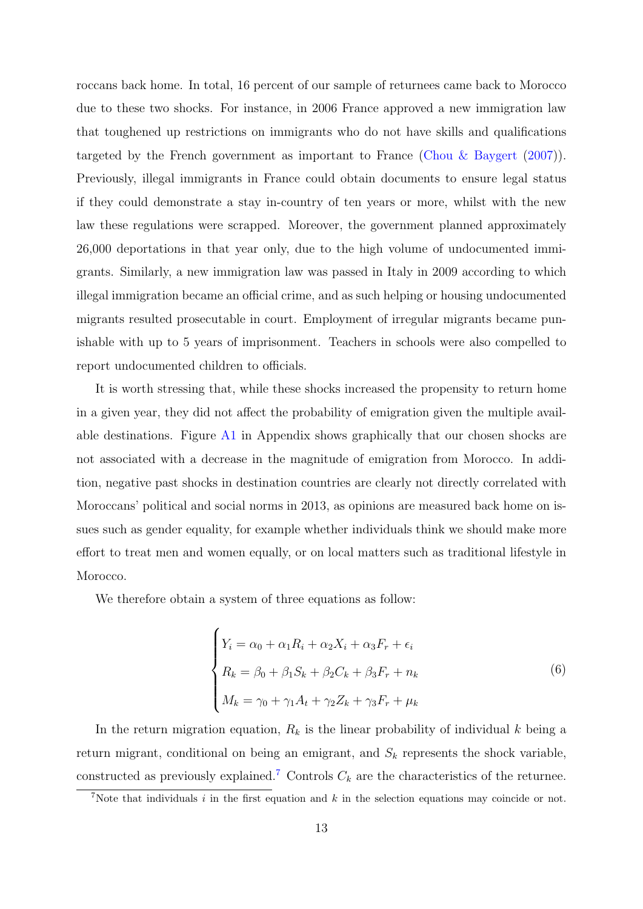roccans back home. In total, 16 percent of our sample of returnees came back to Morocco due to these two shocks. For instance, in 2006 France approved a new immigration law that toughened up restrictions on immigrants who do not have skills and qualifications targeted by the French government as important to France (Chou & Baygert (2007)). Previously, illegal immigrants in France could obtain documents to ensure legal status if they could demonstrate a stay in-country of ten years or more, whilst with the new law these regulations were scrapped. Moreover, the government planned approximately 26,000 deportations in that year only, due to the high volume of undocumented immigrants. Similarly, a new immigration law was passed in Italy in 2009 according to which illegal immigration became an official crime, and as such helping or housing undocumented migrants resulted prosecutable in court. Employment of irregular migrants became punishable with up to 5 years of imprisonment. Teachers in schools were also compelled to report undocumented children to officials.

It is worth stressing that, while these shocks increased the propensity to return home in a given year, they did not affect the probability of emigration given the multiple available destinations. Figure A1 in Appendix shows graphically that our chosen shocks are not associated with a decrease in the magnitude of emigration from Morocco. In addition, negative past shocks in destination countries are clearly not directly correlated with Moroccans' political and social norms in 2013, as opinions are measured back home on issues such as gender equality, for example whether individuals think we should make more effort to treat men and women equally, or on local matters such as traditional lifestyle in Morocco.

We therefore obtain a system of three equations as follow:

$$
\begin{cases}
Y_i = \alpha_0 + \alpha_1 R_i + \alpha_2 X_i + \alpha_3 F_r + \epsilon_i \\
R_k = \beta_0 + \beta_1 S_k + \beta_2 C_k + \beta_3 F_r + n_k \\
M_k = \gamma_0 + \gamma_1 A_t + \gamma_2 Z_k + \gamma_3 F_r + \mu_k
\end{cases}
\tag{6}
$$

In the return migration equation, $R_k$ is the linear probability of individual $k$ being a return migrant, conditional on being an emigrant, and $S_k$ represents the shock variable, constructed as previously explained.[7] Controls $C_k$ are the characteristics of the returnee.

[7] Note that individuals $i$ in the first equation and $k$ in the selection equations may coincide or not.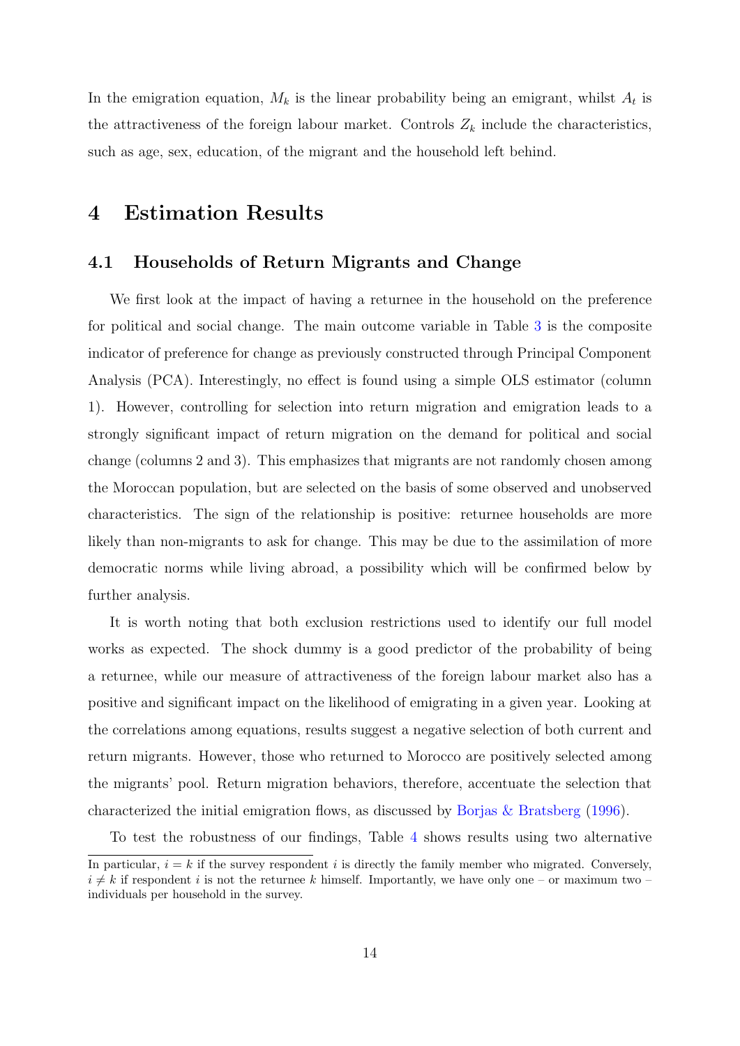In the emigration equation, $M_k$ is the linear probability being an emigrant, whilst $A_t$ is the attractiveness of the foreign labour market. Controls $Z_k$ include the characteristics, such as age, sex, education, of the migrant and the household left behind.

# 4 Estimation Results

## 4.1 Households of Return Migrants and Change

We first look at the impact of having a returnee in the household on the preference for political and social change. The main outcome variable in Table 3 is the composite indicator of preference for change as previously constructed through Principal Component Analysis (PCA). Interestingly, no effect is found using a simple OLS estimator (column 1). However, controlling for selection into return migration and emigration leads to a strongly significant impact of return migration on the demand for political and social change (columns 2 and 3). This emphasizes that migrants are not randomly chosen among the Moroccan population, but are selected on the basis of some observed and unobserved characteristics. The sign of the relationship is positive: returnee households are more likely than non-migrants to ask for change. This may be due to the assimilation of more democratic norms while living abroad, a possibility which will be confirmed below by further analysis.

It is worth noting that both exclusion restrictions used to identify our full model works as expected. The shock dummy is a good predictor of the probability of being a returnee, while our measure of attractiveness of the foreign labour market also has a positive and significant impact on the likelihood of emigrating in a given year. Looking at the correlations among equations, results suggest a negative selection of both current and return migrants. However, those who returned to Morocco are positively selected among the migrants' pool. Return migration behaviors, therefore, accentuate the selection that characterized the initial emigration flows, as discussed by Borjas & Bratsberg (1996).

To test the robustness of our findings, Table 4 shows results using two alternative

In particular, $i = k$ if the survey respondent $i$ is directly the family member who migrated. Conversely, $i \neq k$ if respondent $i$ is not the returnee $k$ himself. Importantly, we have only one – or maximum two – individuals per household in the survey.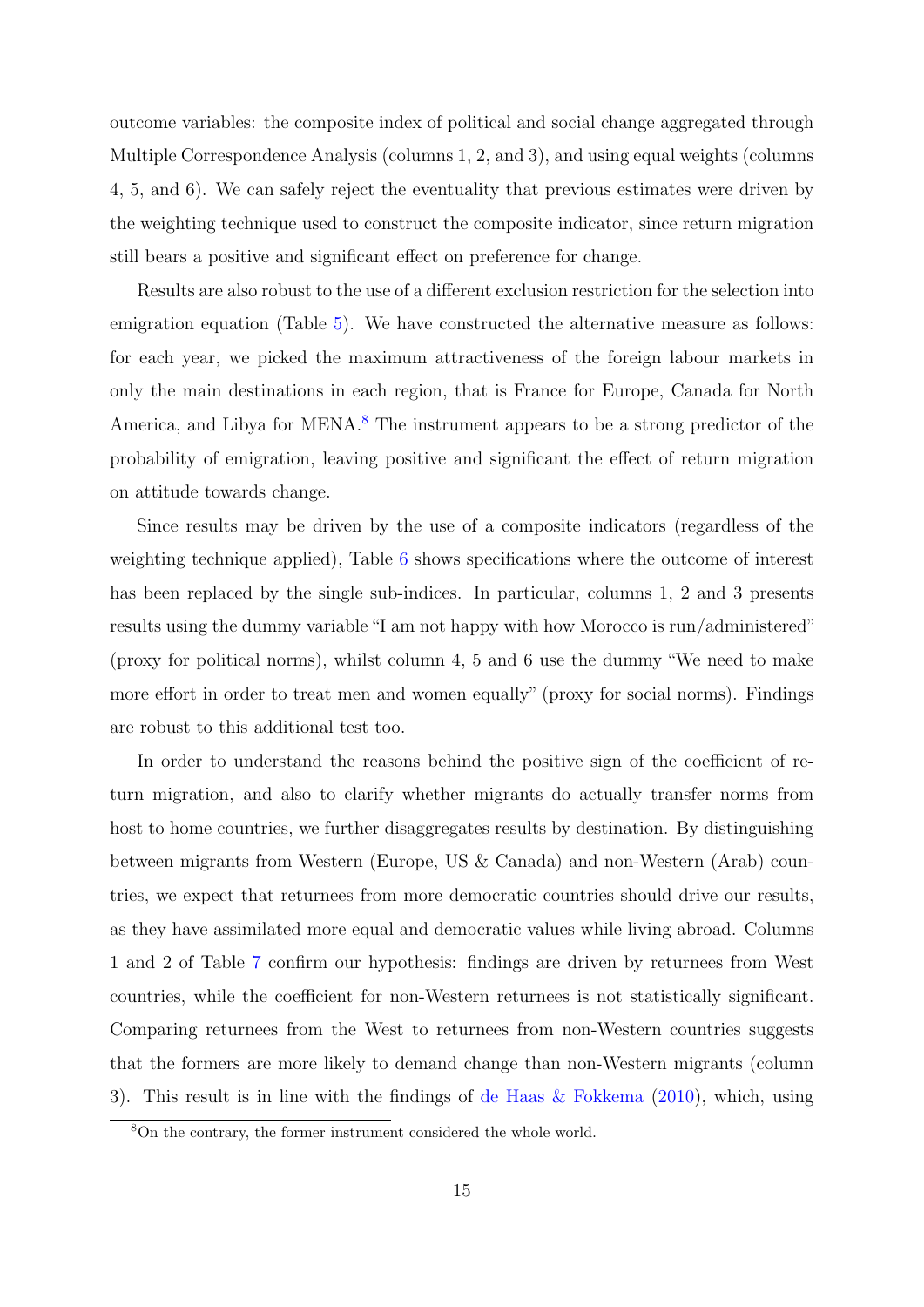outcome variables: the composite index of political and social change aggregated through Multiple Correspondence Analysis (columns 1, 2, and 3), and using equal weights (columns 4, 5, and 6). We can safely reject the eventuality that previous estimates were driven by the weighting technique used to construct the composite indicator, since return migration still bears a positive and significant effect on preference for change.

Results are also robust to the use of a different exclusion restriction for the selection into emigration equation (Table 5). We have constructed the alternative measure as follows: for each year, we picked the maximum attractiveness of the foreign labour markets in only the main destinations in each region, that is France for Europe, Canada for North America, and Libya for MENA.[8] The instrument appears to be a strong predictor of the probability of emigration, leaving positive and significant the effect of return migration on attitude towards change.

Since results may be driven by the use of a composite indicators (regardless of the weighting technique applied), Table 6 shows specifications where the outcome of interest has been replaced by the single sub-indices. In particular, columns 1, 2 and 3 presents results using the dummy variable "I am not happy with how Morocco is run/administered" (proxy for political norms), whilst column 4, 5 and 6 use the dummy "We need to make more effort in order to treat men and women equally" (proxy for social norms). Findings are robust to this additional test too.

In order to understand the reasons behind the positive sign of the coefficient of return migration, and also to clarify whether migrants do actually transfer norms from host to home countries, we further disaggregates results by destination. By distinguishing between migrants from Western (Europe, US & Canada) and non-Western (Arab) countries, we expect that returnees from more democratic countries should drive our results, as they have assimilated more equal and democratic values while living abroad. Columns 1 and 2 of Table 7 confirm our hypothesis: findings are driven by returnees from West countries, while the coefficient for non-Western returnees is not statistically significant. Comparing returnees from the West to returnees from non-Western countries suggests that the formers are more likely to demand change than non-Western migrants (column 3). This result is in line with the findings of de Haas & Fokkema (2010), which, using

[8] On the contrary, the former instrument considered the whole world.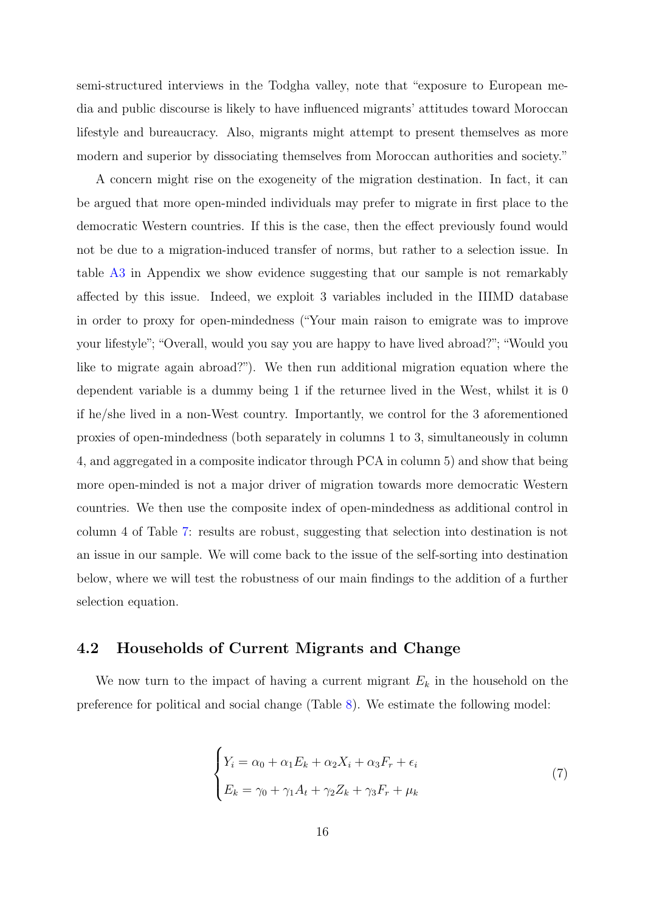semi-structured interviews in the Todgha valley, note that "exposure to European media and public discourse is likely to have influenced migrants' attitudes toward Moroccan lifestyle and bureaucracy. Also, migrants might attempt to present themselves as more modern and superior by dissociating themselves from Moroccan authorities and society."

A concern might rise on the exogeneity of the migration destination. In fact, it can be argued that more open-minded individuals may prefer to migrate in first place to the democratic Western countries. If this is the case, then the effect previously found would not be due to a migration-induced transfer of norms, but rather to a selection issue. In table A3 in Appendix we show evidence suggesting that our sample is not remarkably affected by this issue. Indeed, we exploit 3 variables included in the IIIMD database in order to proxy for open-mindedness ("Your main raison to emigrate was to improve your lifestyle"; "Overall, would you say you are happy to have lived abroad?"; "Would you like to migrate again abroad?"). We then run additional migration equation where the dependent variable is a dummy being 1 if the returnee lived in the West, whilst it is 0 if he/she lived in a non-West country. Importantly, we control for the 3 aforementioned proxies of open-mindedness (both separately in columns 1 to 3, simultaneously in column 4, and aggregated in a composite indicator through PCA in column 5) and show that being more open-minded is not a major driver of migration towards more democratic Western countries. We then use the composite index of open-mindedness as additional control in column 4 of Table 7: results are robust, suggesting that selection into destination is not an issue in our sample. We will come back to the issue of the self-sorting into destination below, where we will test the robustness of our main findings to the addition of a further selection equation.

## 4.2 Households of Current Migrants and Change

We now turn to the impact of having a current migrant $E_k$ in the household on the preference for political and social change (Table 8). We estimate the following model:

$$
\begin{cases}
Y_i = \alpha_0 + \alpha_1 E_k + \alpha_2 X_i + \alpha_3 F_r + \epsilon_i \\
E_k = \gamma_0 + \gamma_1 A_t + \gamma_2 Z_k + \gamma_3 F_r + \mu_k
\end{cases}
\tag{7}
$$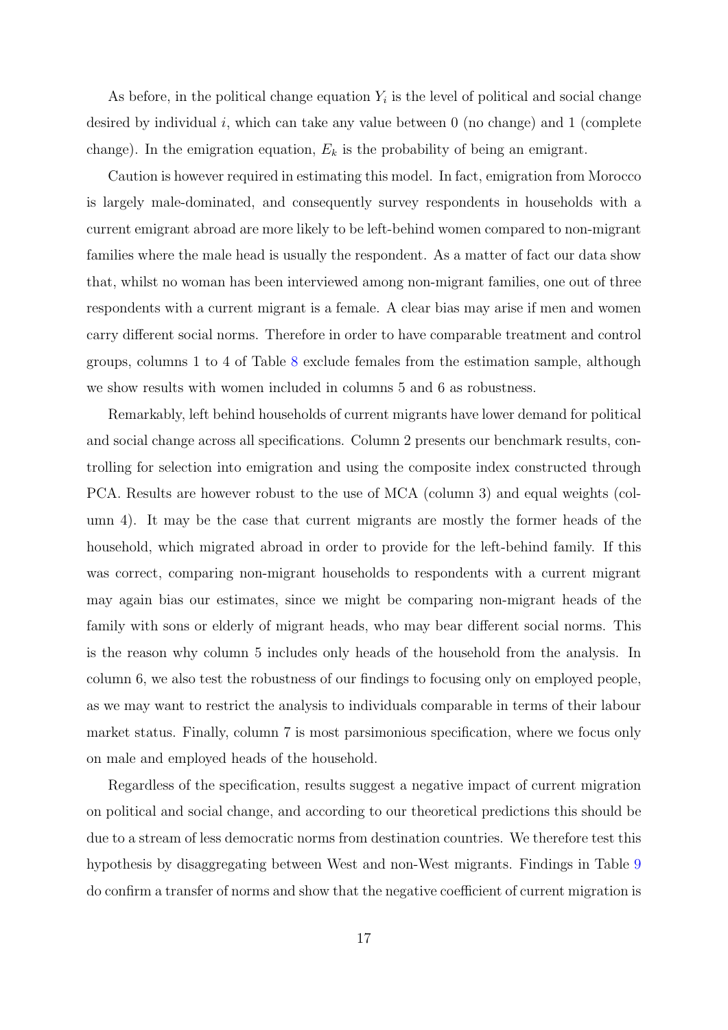As before, in the political change equation $Y_i$ is the level of political and social change desired by individual $i$, which can take any value between 0 (no change) and 1 (complete change). In the emigration equation, $E_k$ is the probability of being an emigrant.

Caution is however required in estimating this model. In fact, emigration from Morocco is largely male-dominated, and consequently survey respondents in households with a current emigrant abroad are more likely to be left-behind women compared to non-migrant families where the male head is usually the respondent. As a matter of fact our data show that, whilst no woman has been interviewed among non-migrant families, one out of three respondents with a current migrant is a female. A clear bias may arise if men and women carry different social norms. Therefore in order to have comparable treatment and control groups, columns 1 to 4 of Table 8 exclude females from the estimation sample, although we show results with women included in columns 5 and 6 as robustness.

Remarkably, left behind households of current migrants have lower demand for political and social change across all specifications. Column 2 presents our benchmark results, controlling for selection into emigration and using the composite index constructed through PCA. Results are however robust to the use of MCA (column 3) and equal weights (column 4). It may be the case that current migrants are mostly the former heads of the household, which migrated abroad in order to provide for the left-behind family. If this was correct, comparing non-migrant households to respondents with a current migrant may again bias our estimates, since we might be comparing non-migrant heads of the family with sons or elderly of migrant heads, who may bear different social norms. This is the reason why column 5 includes only heads of the household from the analysis. In column 6, we also test the robustness of our findings to focusing only on employed people, as we may want to restrict the analysis to individuals comparable in terms of their labour market status. Finally, column 7 is most parsimonious specification, where we focus only on male and employed heads of the household.

Regardless of the specification, results suggest a negative impact of current migration on political and social change, and according to our theoretical predictions this should be due to a stream of less democratic norms from destination countries. We therefore test this hypothesis by disaggregating between West and non-West migrants. Findings in Table 9 do confirm a transfer of norms and show that the negative coefficient of current migration is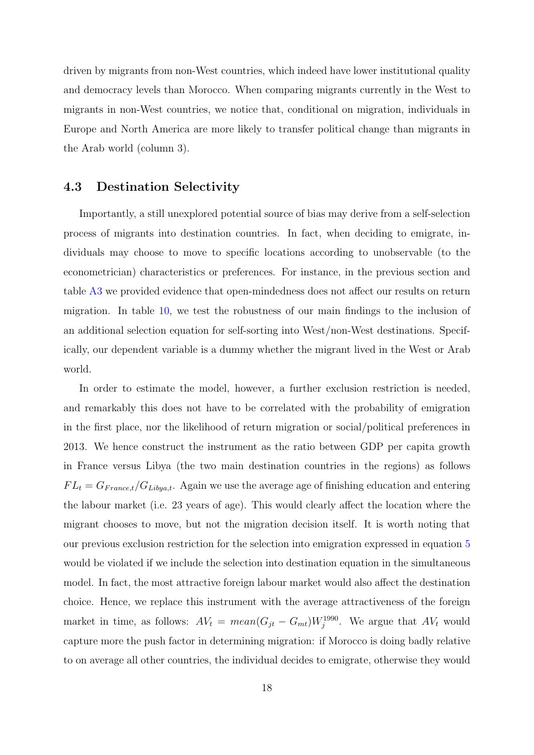driven by migrants from non-West countries, which indeed have lower institutional quality and democracy levels than Morocco. When comparing migrants currently in the West to migrants in non-West countries, we notice that, conditional on migration, individuals in Europe and North America are more likely to transfer political change than migrants in the Arab world (column 3).

### 4.3 Destination Selectivity

Importantly, a still unexplored potential source of bias may derive from a self-selection process of migrants into destination countries. In fact, when deciding to emigrate, individuals may choose to move to specific locations according to unobservable (to the econometrician) characteristics or preferences. For instance, in the previous section and table A3 we provided evidence that open-mindedness does not affect our results on return migration. In table 10, we test the robustness of our main findings to the inclusion of an additional selection equation for self-sorting into West/non-West destinations. Specifically, our dependent variable is a dummy whether the migrant lived in the West or Arab world.

In order to estimate the model, however, a further exclusion restriction is needed, and remarkably this does not have to be correlated with the probability of emigration in the first place, nor the likelihood of return migration or social/political preferences in 2013. We hence construct the instrument as the ratio between GDP per capita growth in France versus Libya (the two main destination countries in the regions) as follows $FL_t = G_{France,t}/G_{Libya,t}$. Again we use the average age of finishing education and entering the labour market (i.e. 23 years of age). This would clearly affect the location where the migrant chooses to move, but not the migration decision itself. It is worth noting that our previous exclusion restriction for the selection into emigration expressed in equation 5 would be violated if we include the selection into destination equation in the simultaneous model. In fact, the most attractive foreign labour market would also affect the destination choice. Hence, we replace this instrument with the average attractiveness of the foreign market in time, as follows: $AV_t = mean(G_{jt} - G_{mt})W_j^{1990}$. We argue that $AV_t$ would capture more the push factor in determining migration: if Morocco is doing badly relative to on average all other countries, the individual decides to emigrate, otherwise they would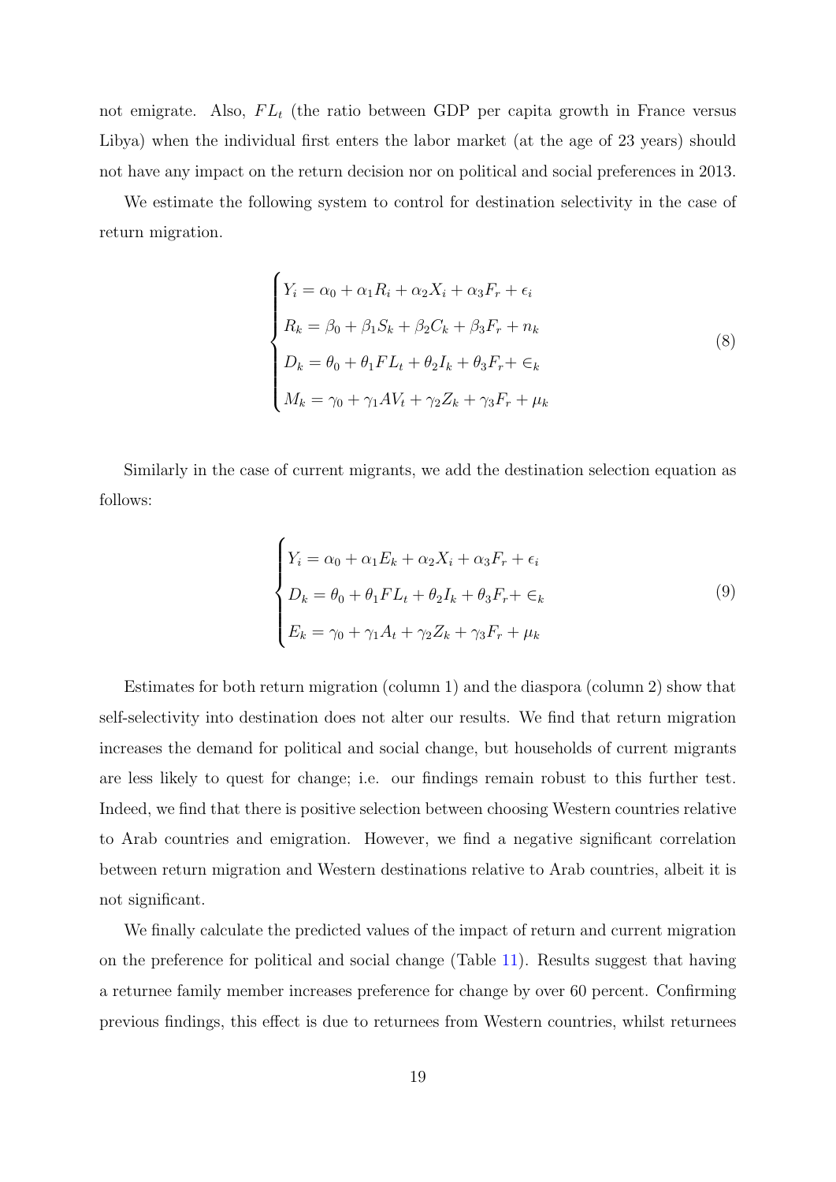not emigrate. Also, $FL_t$ (the ratio between GDP per capita growth in France versus Libya) when the individual first enters the labor market (at the age of 23 years) should not have any impact on the return decision nor on political and social preferences in 2013.

We estimate the following system to control for destination selectivity in the case of return migration.

$$
\begin{cases}
Y_i = \alpha_0 + \alpha_1 R_i + \alpha_2 X_i + \alpha_3 F_r + \epsilon_i \\
R_k = \beta_0 + \beta_1 S_k + \beta_2 C_k + \beta_3 F_r + n_k \\
D_k = \theta_0 + \theta_1 FL_t + \theta_2 I_k + \theta_3 F_r + \in_k \\
M_k = \gamma_0 + \gamma_1 AV_t + \gamma_2 Z_k + \gamma_3 F_r + \mu_k
\end{cases}
\tag{8}
$$

Similarly in the case of current migrants, we add the destination selection equation as follows:

$$
\begin{cases}
Y_i = \alpha_0 + \alpha_1 E_k + \alpha_2 X_i + \alpha_3 F_r + \epsilon_i \\
D_k = \theta_0 + \theta_1 FL_t + \theta_2 I_k + \theta_3 F_r + \in_k \\
E_k = \gamma_0 + \gamma_1 A_t + \gamma_2 Z_k + \gamma_3 F_r + \mu_k
\end{cases}
\tag{9}
$$

Estimates for both return migration (column 1) and the diaspora (column 2) show that self-selectivity into destination does not alter our results. We find that return migration increases the demand for political and social change, but households of current migrants are less likely to quest for change; i.e. our findings remain robust to this further test. Indeed, we find that there is positive selection between choosing Western countries relative to Arab countries and emigration. However, we find a negative significant correlation between return migration and Western destinations relative to Arab countries, albeit it is not significant.

We finally calculate the predicted values of the impact of return and current migration on the preference for political and social change (Table 11). Results suggest that having a returnee family member increases preference for change by over 60 percent. Confirming previous findings, this effect is due to returnees from Western countries, whilst returnees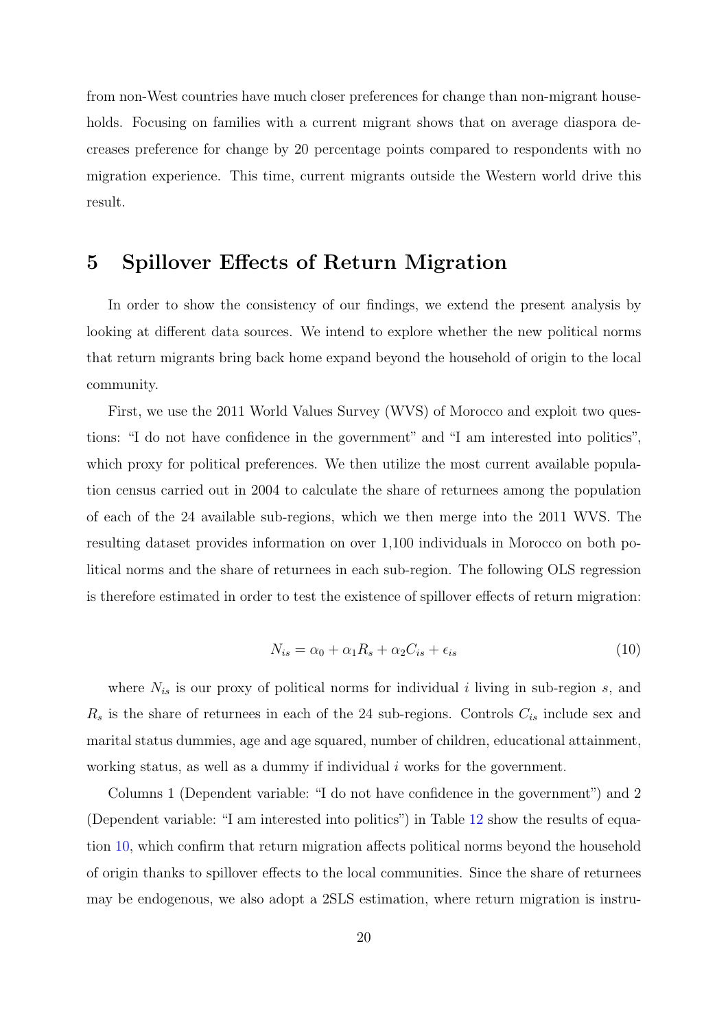from non-West countries have much closer preferences for change than non-migrant households. Focusing on families with a current migrant shows that on average diaspora decreases preference for change by 20 percentage points compared to respondents with no migration experience. This time, current migrants outside the Western world drive this result.

## 5 Spillover Effects of Return Migration

In order to show the consistency of our findings, we extend the present analysis by looking at different data sources. We intend to explore whether the new political norms that return migrants bring back home expand beyond the household of origin to the local community.

First, we use the 2011 World Values Survey (WVS) of Morocco and exploit two questions: "I do not have confidence in the government" and "I am interested into politics", which proxy for political preferences. We then utilize the most current available population census carried out in 2004 to calculate the share of returnees among the population of each of the 24 available sub-regions, which we then merge into the 2011 WVS. The resulting dataset provides information on over 1,100 individuals in Morocco on both political norms and the share of returnees in each sub-region. The following OLS regression is therefore estimated in order to test the existence of spillover effects of return migration:

$$N_{is} = \alpha_0 + \alpha_1 R_s + \alpha_2 C_{is} + \epsilon_{is} \tag{10}$$

where $N_{is}$ is our proxy of political norms for individual $i$ living in sub-region $s$, and $R_s$ is the share of returnees in each of the 24 sub-regions. Controls $C_{is}$ include sex and marital status dummies, age and age squared, number of children, educational attainment, working status, as well as a dummy if individual $i$ works for the government.

Columns 1 (Dependent variable: "I do not have confidence in the government") and 2 (Dependent variable: "I am interested into politics") in Table 12 show the results of equation 10, which confirm that return migration affects political norms beyond the household of origin thanks to spillover effects to the local communities. Since the share of returnees may be endogenous, we also adopt a 2SLS estimation, where return migration is instru-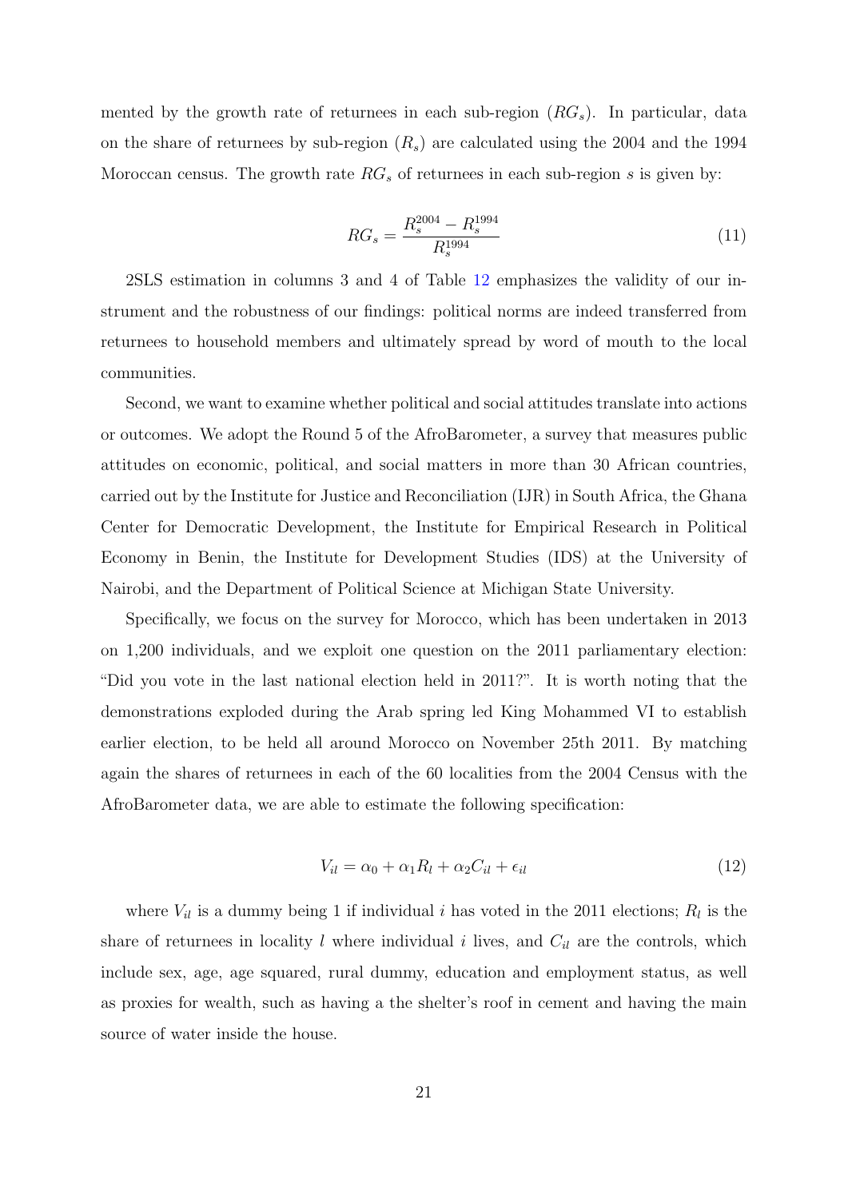mented by the growth rate of returnees in each sub-region ($RG_s$). In particular, data on the share of returnees by sub-region ($R_s$) are calculated using the 2004 and the 1994 Moroccan census. The growth rate $RG_s$ of returnees in each sub-region $s$ is given by:

$$RG_s = \frac{R_s^{2004} - R_s^{1994}}{R_s^{1994}} \tag{11}$$

2SLS estimation in columns 3 and 4 of Table 12 emphasizes the validity of our instrument and the robustness of our findings: political norms are indeed transferred from returnees to household members and ultimately spread by word of mouth to the local communities.

Second, we want to examine whether political and social attitudes translate into actions or outcomes. We adopt the Round 5 of the AfroBarometer, a survey that measures public attitudes on economic, political, and social matters in more than 30 African countries, carried out by the Institute for Justice and Reconciliation (IJR) in South Africa, the Ghana Center for Democratic Development, the Institute for Empirical Research in Political Economy in Benin, the Institute for Development Studies (IDS) at the University of Nairobi, and the Department of Political Science at Michigan State University.

Specifically, we focus on the survey for Morocco, which has been undertaken in 2013 on 1,200 individuals, and we exploit one question on the 2011 parliamentary election: "Did you vote in the last national election held in 2011?". It is worth noting that the demonstrations exploded during the Arab spring led King Mohammed VI to establish earlier election, to be held all around Morocco on November 25th 2011. By matching again the shares of returnees in each of the 60 localities from the 2004 Census with the AfroBarometer data, we are able to estimate the following specification:

$$V_{il} = \alpha_0 + \alpha_1 R_l + \alpha_2 C_{il} + \epsilon_{il} \tag{12}$$

where $V_{il}$ is a dummy being 1 if individual $i$ has voted in the 2011 elections; $R_l$ is the share of returnees in locality $l$ where individual $i$ lives, and $C_{il}$ are the controls, which include sex, age, age squared, rural dummy, education and employment status, as well as proxies for wealth, such as having a the shelter's roof in cement and having the main source of water inside the house.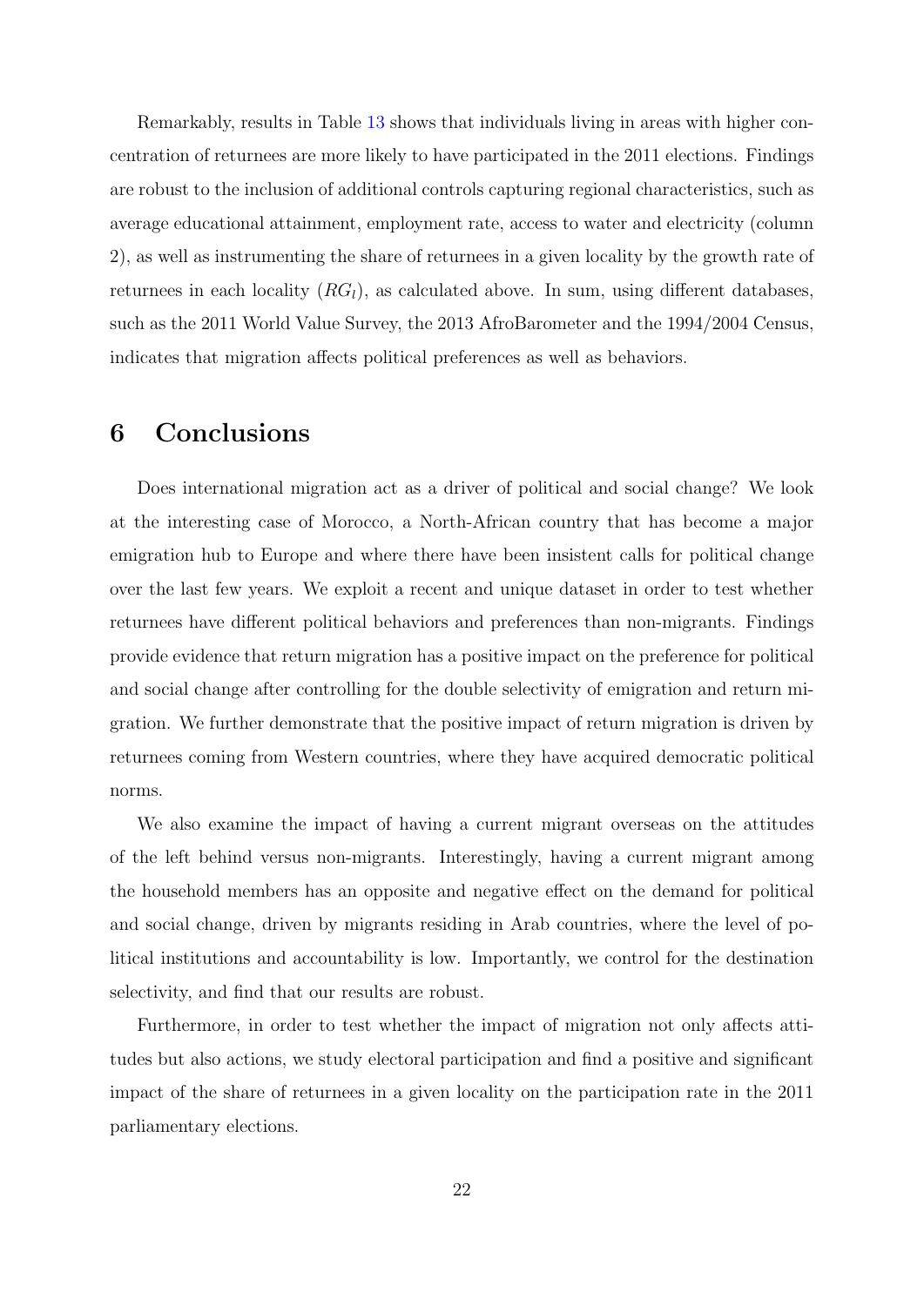Remarkably, results in Table 13 shows that individuals living in areas with higher concentration of returnees are more likely to have participated in the 2011 elections. Findings are robust to the inclusion of additional controls capturing regional characteristics, such as average educational attainment, employment rate, access to water and electricity (column 2), as well as instrumenting the share of returnees in a given locality by the growth rate of returnees in each locality ($RG_l$), as calculated above. In sum, using different databases, such as the 2011 World Value Survey, the 2013 AfroBarometer and the 1994/2004 Census, indicates that migration affects political preferences as well as behaviors.

# 6 Conclusions

Does international migration act as a driver of political and social change? We look at the interesting case of Morocco, a North-African country that has become a major emigration hub to Europe and where there have been insistent calls for political change over the last few years. We exploit a recent and unique dataset in order to test whether returnees have different political behaviors and preferences than non-migrants. Findings provide evidence that return migration has a positive impact on the preference for political and social change after controlling for the double selectivity of emigration and return migration. We further demonstrate that the positive impact of return migration is driven by returnees coming from Western countries, where they have acquired democratic political norms.

We also examine the impact of having a current migrant overseas on the attitudes of the left behind versus non-migrants. Interestingly, having a current migrant among the household members has an opposite and negative effect on the demand for political and social change, driven by migrants residing in Arab countries, where the level of political institutions and accountability is low. Importantly, we control for the destination selectivity, and find that our results are robust.

Furthermore, in order to test whether the impact of migration not only affects attitudes but also actions, we study electoral participation and find a positive and significant impact of the share of returnees in a given locality on the participation rate in the 2011 parliamentary elections.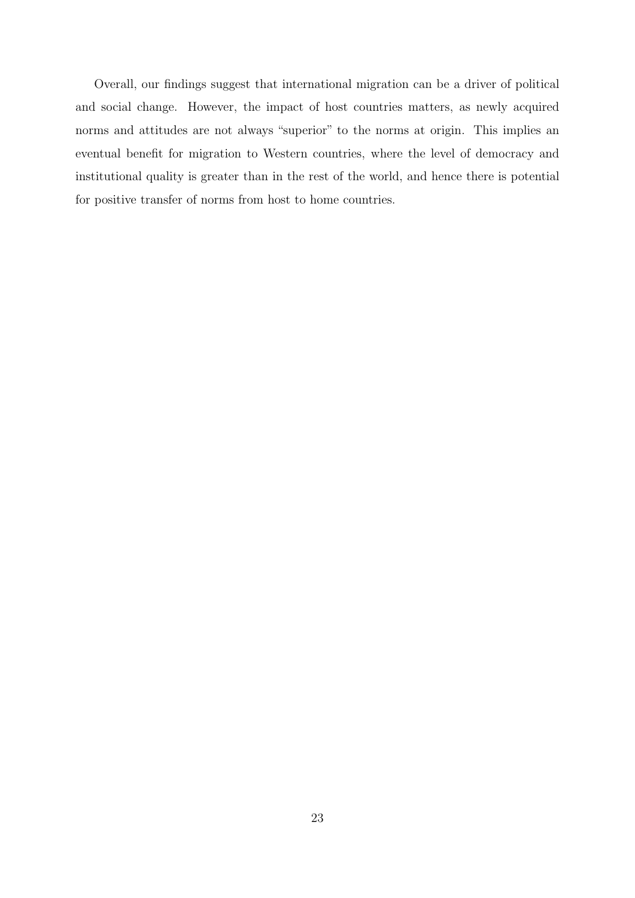Overall, our findings suggest that international migration can be a driver of political and social change. However, the impact of host countries matters, as newly acquired norms and attitudes are not always "superior" to the norms at origin. This implies an eventual benefit for migration to Western countries, where the level of democracy and institutional quality is greater than in the rest of the world, and hence there is potential for positive transfer of norms from host to home countries.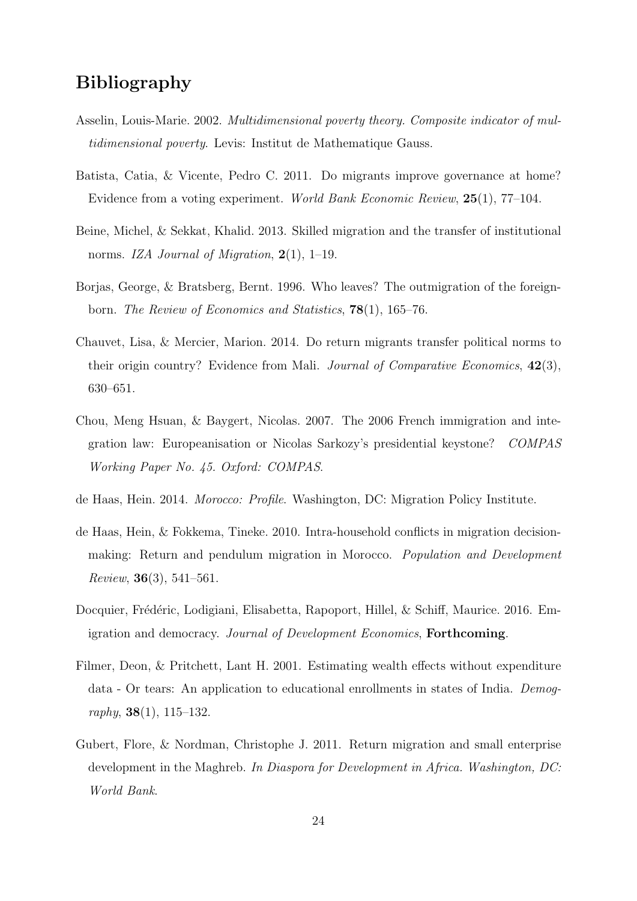# Bibliography

Asselin, Louis-Marie. 2002. *Multidimensional poverty theory. Composite indicator of multidimensional poverty*. Levis: Institut de Mathematique Gauss.

Batista, Catia, & Vicente, Pedro C. 2011. Do migrants improve governance at home? Evidence from a voting experiment. *World Bank Economic Review*, **25**(1), 77–104.

Beine, Michel, & Sekkat, Khalid. 2013. Skilled migration and the transfer of institutional norms. *IZA Journal of Migration*, **2**(1), 1–19.

Borjas, George, & Bratsberg, Bernt. 1996. Who leaves? The outmigration of the foreign-born. *The Review of Economics and Statistics*, **78**(1), 165–76.

Chauvet, Lisa, & Mercier, Marion. 2014. Do return migrants transfer political norms to their origin country? Evidence from Mali. *Journal of Comparative Economics*, **42**(3), 630–651.

Chou, Meng Hsuan, & Baygert, Nicolas. 2007. The 2006 French immigration and integration law: Europeanisation or Nicolas Sarkozy's presidential keystone? *COMPAS Working Paper No. 45. Oxford: COMPAS*.

de Haas, Hein. 2014. *Morocco: Profile*. Washington, DC: Migration Policy Institute.

de Haas, Hein, & Fokkema, Tineke. 2010. Intra-household conflicts in migration decision-making: Return and pendulum migration in Morocco. *Population and Development Review*, **36**(3), 541–561.

Docquier, Frédéric, Lodigiani, Elisabetta, Rapoport, Hillel, & Schiff, Maurice. 2016. Emigration and democracy. *Journal of Development Economics*, **Forthcoming**.

Filmer, Deon, & Pritchett, Lant H. 2001. Estimating wealth effects without expenditure data - Or tears: An application to educational enrollments in states of India. *Demography*, **38**(1), 115–132.

Gubert, Flore, & Nordman, Christophe J. 2011. Return migration and small enterprise development in the Maghreb. *In Diaspora for Development in Africa. Washington, DC: World Bank*.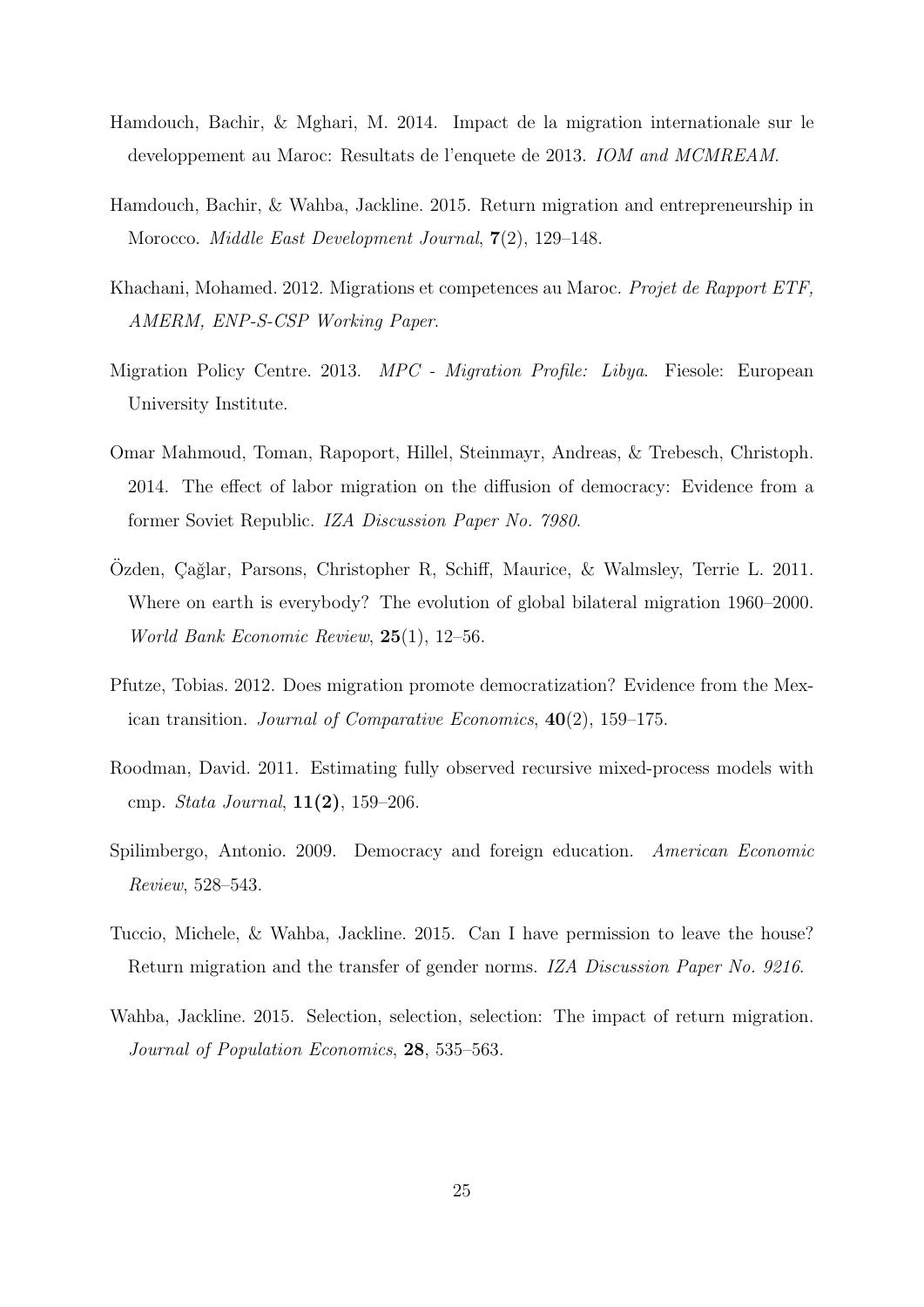Hamdouch, Bachir, & Mghari, M. 2014. Impact de la migration internationale sur le developpement au Maroc: Resultats de l'enquete de 2013. *IOM and MCMREAM*.

Hamdouch, Bachir, & Wahba, Jackline. 2015. Return migration and entrepreneurship in Morocco. *Middle East Development Journal*, **7**(2), 129–148.

Khachani, Mohamed. 2012. Migrations et competences au Maroc. *Projet de Rapport ETF, AMERM, ENP-S-CSP Working Paper*.

Migration Policy Centre. 2013. *MPC - Migration Profile: Libya*. Fiesole: European University Institute.

Omar Mahmoud, Toman, Rapoport, Hillel, Steinmayr, Andreas, & Trebesch, Christoph. 2014. The effect of labor migration on the diffusion of democracy: Evidence from a former Soviet Republic. *IZA Discussion Paper No. 7980*.

Özden, Çağlar, Parsons, Christopher R, Schiff, Maurice, & Walmsley, Terrie L. 2011. Where on earth is everybody? The evolution of global bilateral migration 1960–2000. *World Bank Economic Review*, **25**(1), 12–56.

Pfutze, Tobias. 2012. Does migration promote democratization? Evidence from the Mexican transition. *Journal of Comparative Economics*, **40**(2), 159–175.

Roodman, David. 2011. Estimating fully observed recursive mixed-process models with cmp. *Stata Journal*, **11(2)**, 159–206.

Spilimbergo, Antonio. 2009. Democracy and foreign education. *American Economic Review*, 528–543.

Tuccio, Michele, & Wahba, Jackline. 2015. Can I have permission to leave the house? Return migration and the transfer of gender norms. *IZA Discussion Paper No. 9216*.

Wahba, Jackline. 2015. Selection, selection, selection: The impact of return migration. *Journal of Population Economics*, **28**, 535–563.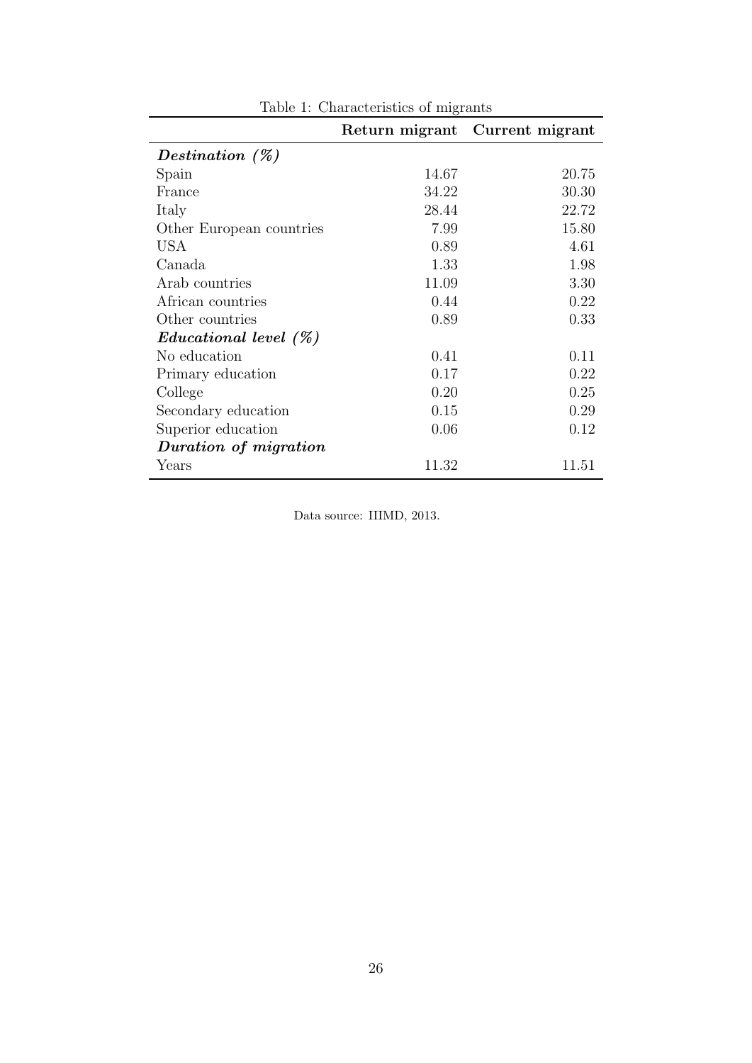Table 1: Characteristics of migrants

| | **Return migrant** | **Current migrant** |
|---|---|---|
| ***Destination (%)*** | | |
| Spain | 14.67 | 20.75 |
| France | 34.22 | 30.30 |
| Italy | 28.44 | 22.72 |
| Other European countries | 7.99 | 15.80 |
| USA | 0.89 | 4.61 |
| Canada | 1.33 | 1.98 |
| Arab countries | 11.09 | 3.30 |
| African countries | 0.44 | 0.22 |
| Other countries | 0.89 | 0.33 |
| ***Educational level (%)*** | | |
| No education | 0.41 | 0.11 |
| Primary education | 0.17 | 0.22 |
| College | 0.20 | 0.25 |
| Secondary education | 0.15 | 0.29 |
| Superior education | 0.06 | 0.12 |
| ***Duration of migration*** | | |
| Years | 11.32 | 11.51 |

Data source: IIIMD, 2013.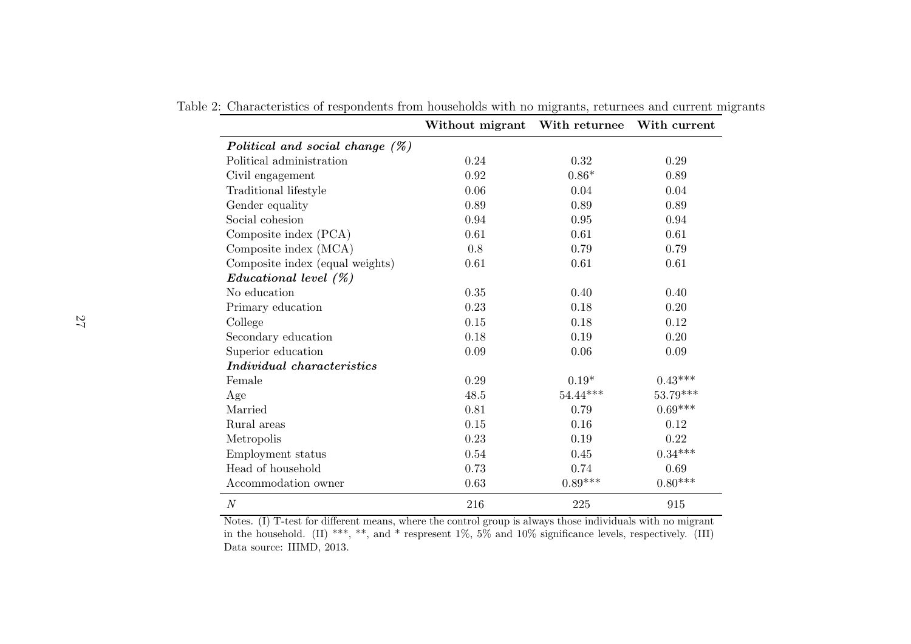Table 2: Characteristics of respondents from households with no migrants, returnees and current migrants

| | **Without migrant** | **With returnee** | **With current** |
|---|---|---|---|
| ***Political and social change (%)*** | | | |
| Political administration | 0.24 | 0.32 | 0.29 |
| Civil engagement | 0.92 | 0.86* | 0.89 |
| Traditional lifestyle | 0.06 | 0.04 | 0.04 |
| Gender equality | 0.89 | 0.89 | 0.89 |
| Social cohesion | 0.94 | 0.95 | 0.94 |
| Composite index (PCA) | 0.61 | 0.61 | 0.61 |
| Composite index (MCA) | 0.8 | 0.79 | 0.79 |
| Composite index (equal weights) | 0.61 | 0.61 | 0.61 |
| ***Educational level (%)*** | | | |
| No education | 0.35 | 0.40 | 0.40 |
| Primary education | 0.23 | 0.18 | 0.20 |
| College | 0.15 | 0.18 | 0.12 |
| Secondary education | 0.18 | 0.19 | 0.20 |
| Superior education | 0.09 | 0.06 | 0.09 |
| ***Individual characteristics*** | | | |
| Female | 0.29 | 0.19* | 0.43*** |
| Age | 48.5 | 54.44*** | 53.79*** |
| Married | 0.81 | 0.79 | 0.69*** |
| Rural areas | 0.15 | 0.16 | 0.12 |
| Metropolis | 0.23 | 0.19 | 0.22 |
| Employment status | 0.54 | 0.45 | 0.34*** |
| Head of household | 0.73 | 0.74 | 0.69 |
| Accommodation owner | 0.63 | 0.89*** | 0.80*** |
| $N$ | 216 | 225 | 915 |

Notes. (I) T-test for different means, where the control group is always those individuals with no migrant in the household. (II) ***, **, and * respresent 1%, 5% and 10% significance levels, respectively. (III) Data source: IIIMD, 2013.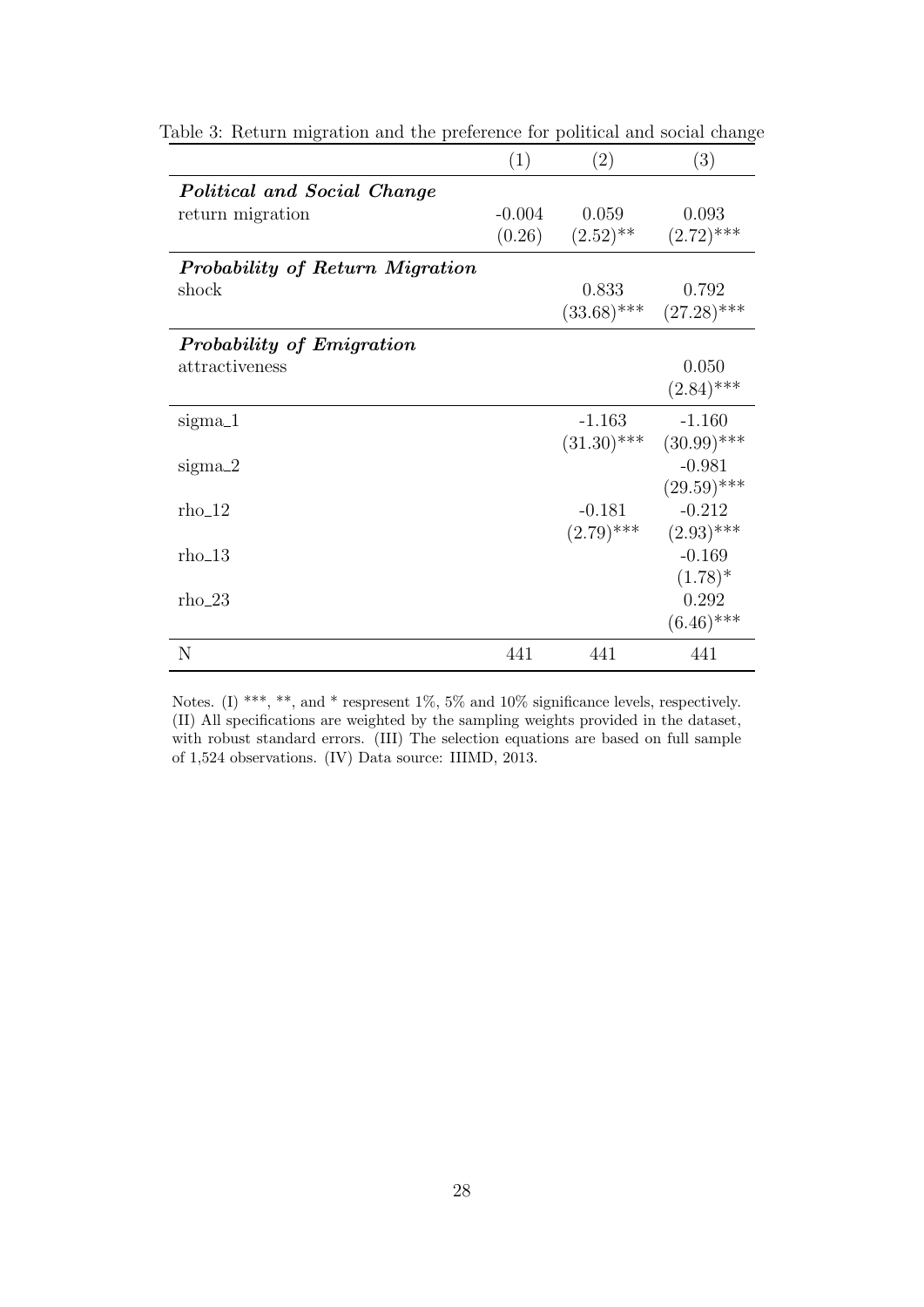Table 3: Return migration and the preference for political and social change

| | (1) | (2) | (3) |
|---|---|---|---|
| ***Political and Social Change*** | | | |
| return migration | -0.004 | 0.059 | 0.093 |
| | (0.26) | (2.52)** | (2.72)*** |
| ***Probability of Return Migration*** | | | |
| shock | | 0.833 | 0.792 |
| | | (33.68)*** | (27.28)*** |
| ***Probability of Emigration*** | | | |
| attractiveness | | | 0.050 |
| | | | (2.84)*** |
| sigma_1 | | -1.163 | -1.160 |
| | | (31.30)*** | (30.99)*** |
| sigma_2 | | | -0.981 |
| | | | (29.59)*** |
| rho_12 | | -0.181 | -0.212 |
| | | (2.79)*** | (2.93)*** |
| rho_13 | | | -0.169 |
| | | | (1.78)* |
| rho_23 | | | 0.292 |
| | | | (6.46)*** |
| N | 441 | 441 | 441 |

Notes. (I) ***, **, and * respresent 1%, 5% and 10% significance levels, respectively. (II) All specifications are weighted by the sampling weights provided in the dataset, with robust standard errors. (III) The selection equations are based on full sample of 1,524 observations. (IV) Data source: IIIMD, 2013.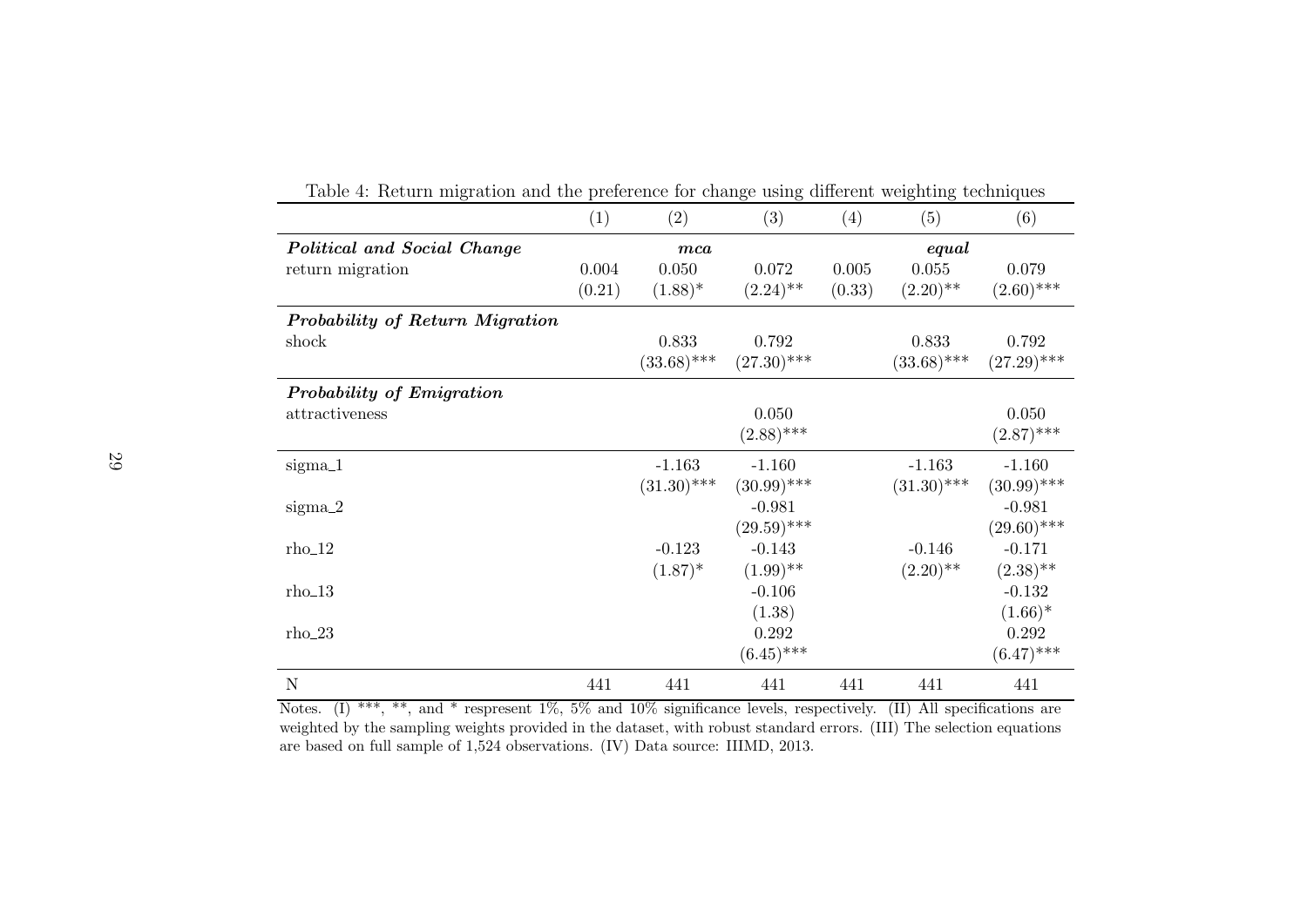Table 4: Return migration and the preference for change using different weighting techniques

| | (1) | (2) | (3) | (4) | (5) | (6) |
|---|---|---|---|---|---|---|
| ***Political and Social Change*** | | ***mca*** | | | ***equal*** | |
| return migration | 0.004 | 0.050 | 0.072 | 0.005 | 0.055 | 0.079 |
| | (0.21) | (1.88)* | (2.24)** | (0.33) | (2.20)** | (2.60)*** |
| ***Probability of Return Migration*** | | | | | | |
| shock | | 0.833 | 0.792 | | 0.833 | 0.792 |
| | | (33.68)*** | (27.30)*** | | (33.68)*** | (27.29)*** |
| ***Probability of Emigration*** | | | | | | |
| attractiveness | | | 0.050 | | | 0.050 |
| | | | (2.88)*** | | | (2.87)*** |
| sigma_1 | | -1.163 | -1.160 | | -1.163 | -1.160 |
| | | (31.30)*** | (30.99)*** | | (31.30)*** | (30.99)*** |
| sigma_2 | | | -0.981 | | | -0.981 |
| | | | (29.59)*** | | | (29.60)*** |
| rho_12 | | -0.123 | -0.143 | | -0.146 | -0.171 |
| | | (1.87)* | (1.99)** | | (2.20)** | (2.38)** |
| rho_13 | | | -0.106 | | | -0.132 |
| | | | (1.38) | | | (1.66)* |
| rho_23 | | | 0.292 | | | 0.292 |
| | | | (6.45)*** | | | (6.47)*** |
| N | 441 | 441 | 441 | 441 | 441 | 441 |

Notes. (I) ***, **, and * respresent 1%, 5% and 10% significance levels, respectively. (II) All specifications are weighted by the sampling weights provided in the dataset, with robust standard errors. (III) The selection equations are based on full sample of 1,524 observations. (IV) Data source: IIIMD, 2013.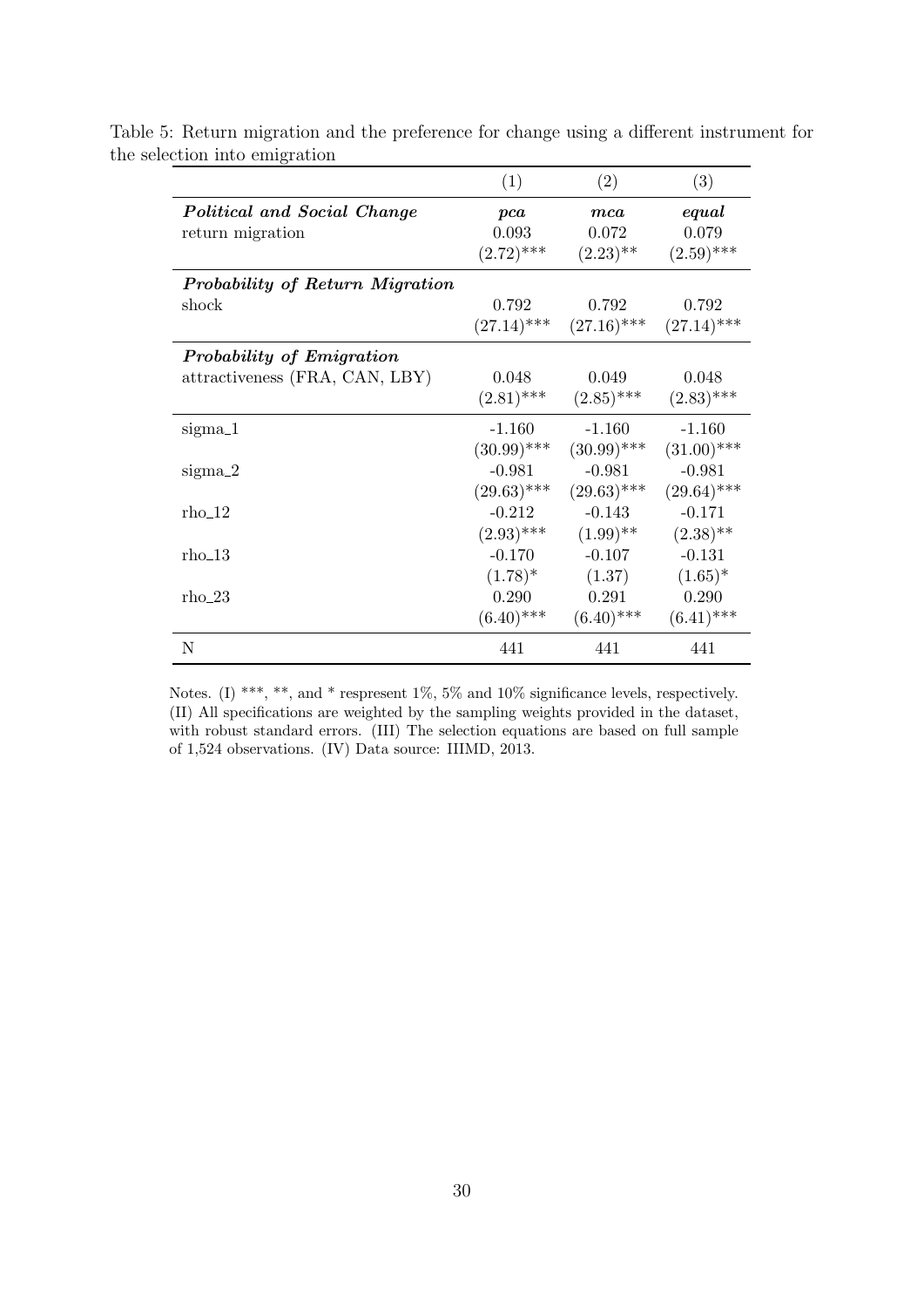Table 5: Return migration and the preference for change using a different instrument for the selection into emigration

| | (1) | (2) | (3) |
|---|---|---|---|
| ***Political and Social Change*** | ***pca*** | ***mca*** | ***equal*** |
| return migration | 0.093 | 0.072 | 0.079 |
| | (2.72)*** | (2.23)** | (2.59)*** |
| ***Probability of Return Migration*** | | | |
| shock | 0.792 | 0.792 | 0.792 |
| | (27.14)*** | (27.16)*** | (27.14)*** |
| ***Probability of Emigration*** | | | |
| attractiveness (FRA, CAN, LBY) | 0.048 | 0.049 | 0.048 |
| | (2.81)*** | (2.85)*** | (2.83)*** |
| sigma_1 | -1.160 | -1.160 | -1.160 |
| | (30.99)*** | (30.99)*** | (31.00)*** |
| sigma_2 | -0.981 | -0.981 | -0.981 |
| | (29.63)*** | (29.63)*** | (29.64)*** |
| rho_12 | -0.212 | -0.143 | -0.171 |
| | (2.93)*** | (1.99)** | (2.38)** |
| rho_13 | -0.170 | -0.107 | -0.131 |
| | (1.78)* | (1.37) | (1.65)* |
| rho_23 | 0.290 | 0.291 | 0.290 |
| | (6.40)*** | (6.40)*** | (6.41)*** |
| N | 441 | 441 | 441 |

Notes. (I) ***, **, and * respresent 1%, 5% and 10% significance levels, respectively. (II) All specifications are weighted by the sampling weights provided in the dataset, with robust standard errors. (III) The selection equations are based on full sample of 1,524 observations. (IV) Data source: IIIMD, 2013.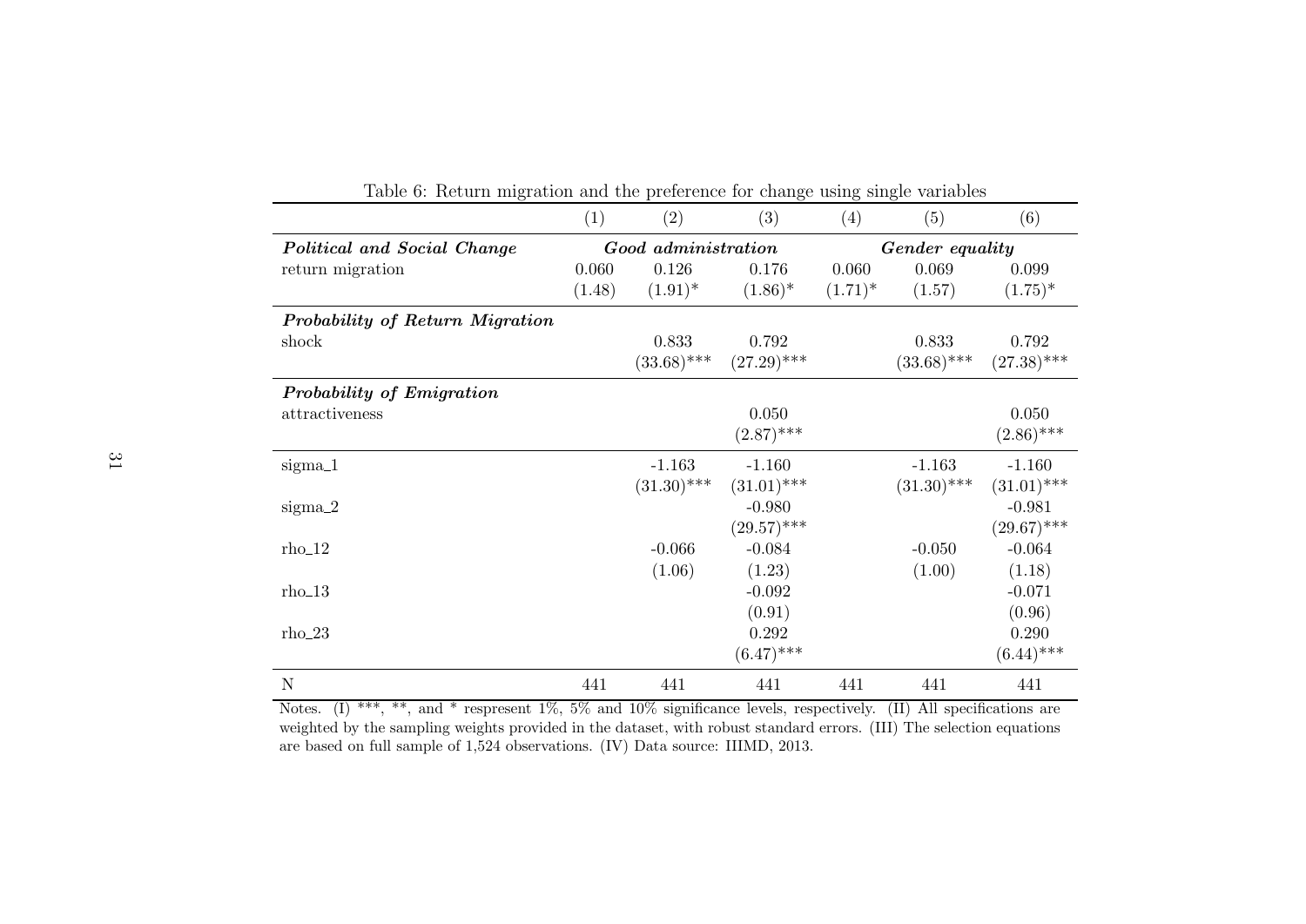Table 6: Return migration and the preference for change using single variables

| | (1) | (2) | (3) | (4) | (5) | (6) |
|---|---|---|---|---|---|---|
| ***Political and Social Change*** | ***Good administration*** | | | ***Gender equality*** | | |
| return migration | 0.060 | 0.126 | 0.176 | 0.060 | 0.069 | 0.099 |
| | (1.48) | (1.91)* | (1.86)* | (1.71)* | (1.57) | (1.75)* |
| ***Probability of Return Migration*** | | | | | | |
| shock | | 0.833 | 0.792 | | 0.833 | 0.792 |
| | | (33.68)*** | (27.29)*** | | (33.68)*** | (27.38)*** |
| ***Probability of Emigration*** | | | | | | |
| attractiveness | | | 0.050 | | | 0.050 |
| | | | (2.87)*** | | | (2.86)*** |
| sigma_1 | | -1.163 | -1.160 | | -1.163 | -1.160 |
| | | (31.30)*** | (31.01)*** | | (31.30)*** | (31.01)*** |
| sigma_2 | | | -0.980 | | | -0.981 |
| | | | (29.57)*** | | | (29.67)*** |
| rho_12 | | -0.066 | -0.084 | | -0.050 | -0.064 |
| | | (1.06) | (1.23) | | (1.00) | (1.18) |
| rho_13 | | | -0.092 | | | -0.071 |
| | | | (0.91) | | | (0.96) |
| rho_23 | | | 0.292 | | | 0.290 |
| | | | (6.47)*** | | | (6.44)*** |
| N | 441 | 441 | 441 | 441 | 441 | 441 |

Notes. (I) ***, **, and * respresent 1%, 5% and 10% significance levels, respectively. (II) All specifications are weighted by the sampling weights provided in the dataset, with robust standard errors. (III) The selection equations are based on full sample of 1,524 observations. (IV) Data source: IIIMD, 2013.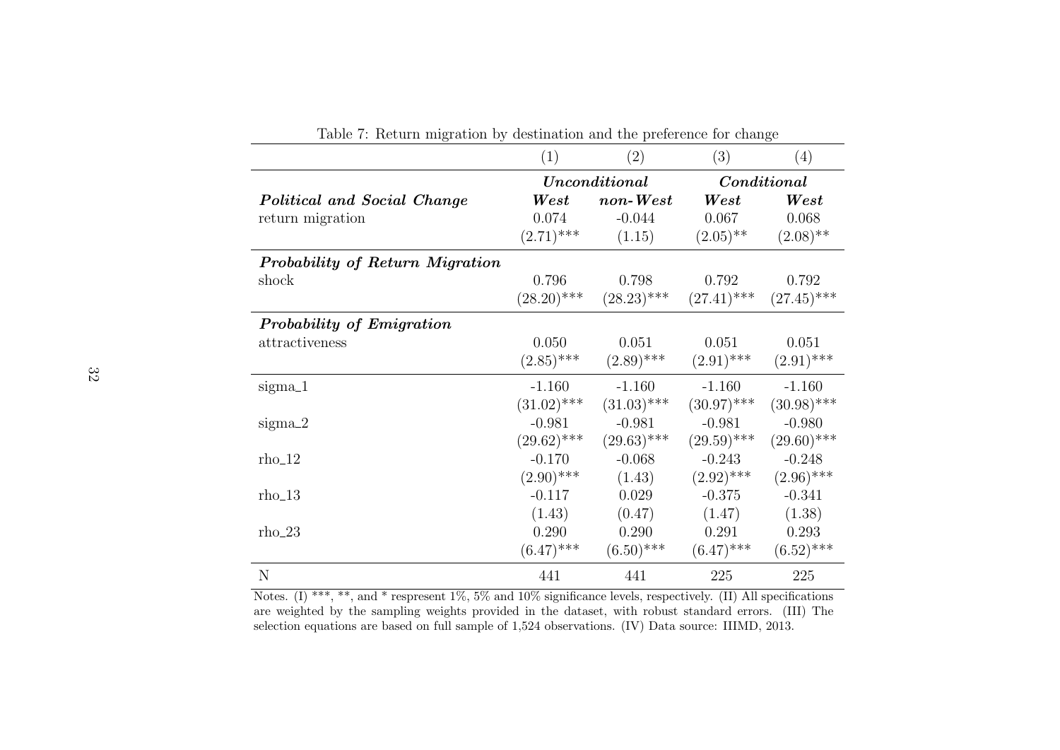Table 7: Return migration by destination and the preference for change

| | (1) | (2) | (3) | (4) |
|---|---|---|---|---|
| | ***Unconditional*** | | ***Conditional*** | |
| ***Political and Social Change*** | ***West*** | ***non-West*** | ***West*** | ***West*** |
| return migration | 0.074 | -0.044 | 0.067 | 0.068 |
| | (2.71)*** | (1.15) | (2.05)** | (2.08)** |
| ***Probability of Return Migration*** | | | | |
| shock | 0.796 | 0.798 | 0.792 | 0.792 |
| | (28.20)*** | (28.23)*** | (27.41)*** | (27.45)*** |
| ***Probability of Emigration*** | | | | |
| attractiveness | 0.050 | 0.051 | 0.051 | 0.051 |
| | (2.85)*** | (2.89)*** | (2.91)*** | (2.91)*** |
| sigma_1 | -1.160 | -1.160 | -1.160 | -1.160 |
| | (31.02)*** | (31.03)*** | (30.97)*** | (30.98)*** |
| sigma_2 | -0.981 | -0.981 | -0.981 | -0.980 |
| | (29.62)*** | (29.63)*** | (29.59)*** | (29.60)*** |
| rho_12 | -0.170 | -0.068 | -0.243 | -0.248 |
| | (2.90)*** | (1.43) | (2.92)*** | (2.96)*** |
| rho_13 | -0.117 | 0.029 | -0.375 | -0.341 |
| | (1.43) | (0.47) | (1.47) | (1.38) |
| rho_23 | 0.290 | 0.290 | 0.291 | 0.293 |
| | (6.47)*** | (6.50)*** | (6.47)*** | (6.52)*** |
| N | 441 | 441 | 225 | 225 |

Notes. (I) ***, **, and * respresent 1%, 5% and 10% significance levels, respectively. (II) All specifications are weighted by the sampling weights provided in the dataset, with robust standard errors. (III) The selection equations are based on full sample of 1,524 observations. (IV) Data source: IIIMD, 2013.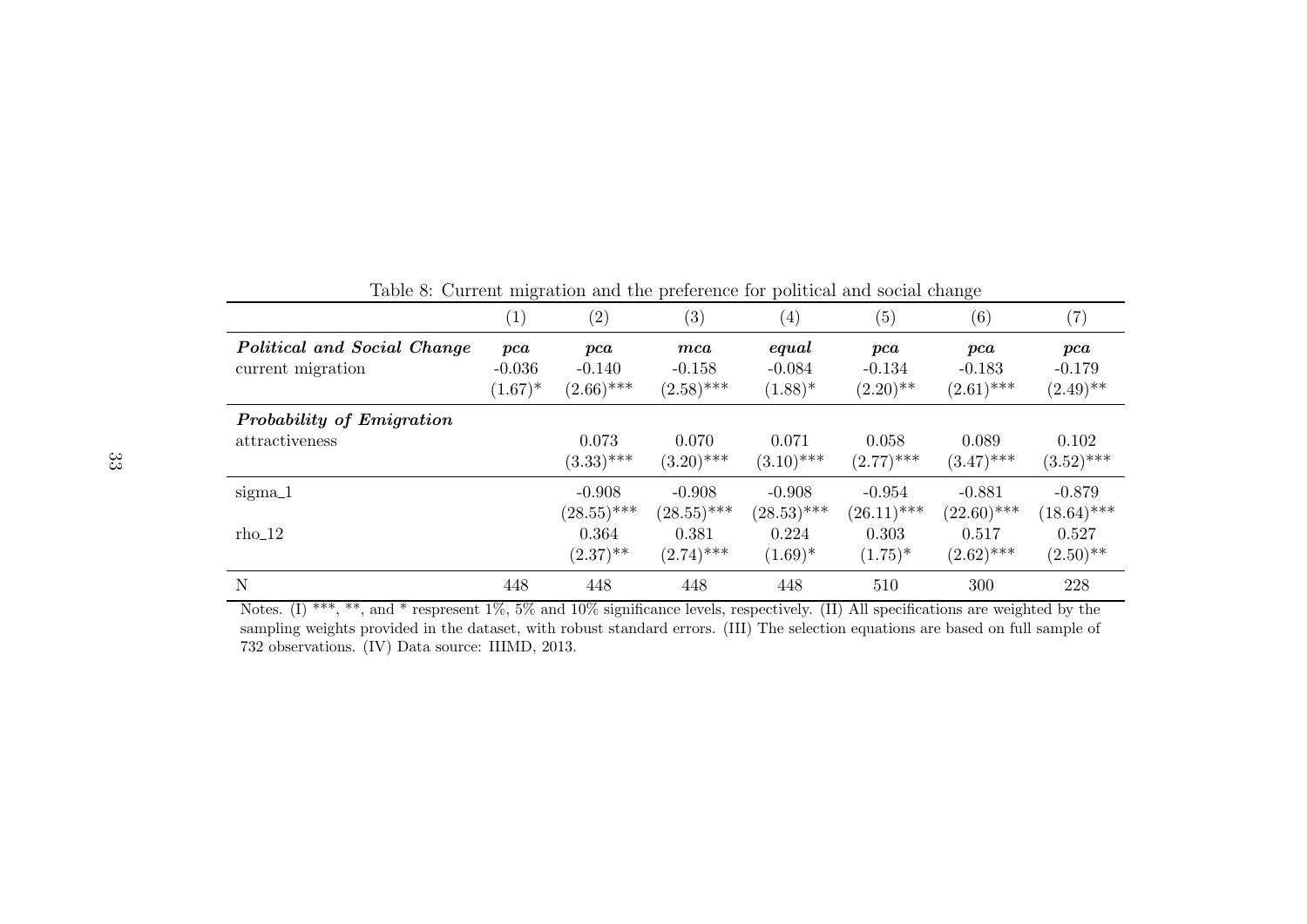Table 8: Current migration and the preference for political and social change

| | (1) | (2) | (3) | (4) | (5) | (6) | (7) |
|---|---|---|---|---|---|---|---|
| ***Political and Social Change*** | ***pca*** | ***pca*** | ***mca*** | ***equal*** | ***pca*** | ***pca*** | ***pca*** |
| current migration | -0.036 | -0.140 | -0.158 | -0.084 | -0.134 | -0.183 | -0.179 |
| | (1.67)* | (2.66)*** | (2.58)*** | (1.88)* | (2.20)** | (2.61)*** | (2.49)** |
| ***Probability of Emigration*** | | | | | | | |
| attractiveness | | 0.073 | 0.070 | 0.071 | 0.058 | 0.089 | 0.102 |
| | | (3.33)*** | (3.20)*** | (3.10)*** | (2.77)*** | (3.47)*** | (3.52)*** |
| sigma_1 | | -0.908 | -0.908 | -0.908 | -0.954 | -0.881 | -0.879 |
| | | (28.55)*** | (28.55)*** | (28.53)*** | (26.11)*** | (22.60)*** | (18.64)*** |
| rho_12 | | 0.364 | 0.381 | 0.224 | 0.303 | 0.517 | 0.527 |
| | | (2.37)** | (2.74)*** | (1.69)* | (1.75)* | (2.62)*** | (2.50)** |
| N | 448 | 448 | 448 | 448 | 510 | 300 | 228 |

Notes. (I) ***, **, and * respresent 1%, 5% and 10% significance levels, respectively. (II) All specifications are weighted by the sampling weights provided in the dataset, with robust standard errors. (III) The selection equations are based on full sample of 732 observations. (IV) Data source: IIIMD, 2013.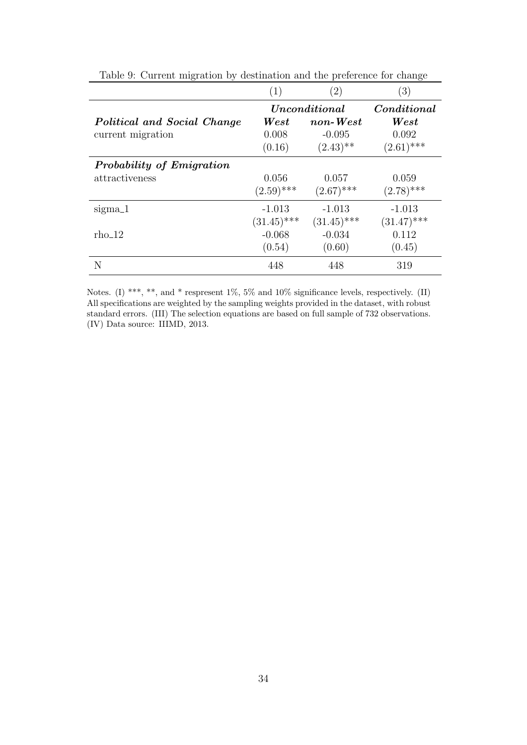Table 9: Current migration by destination and the preference for change

| | (1) | (2) | (3) |
|---|---|---|---|
| | ***Unconditional*** | | ***Conditional*** |
| ***Political and Social Change*** | ***West*** | ***non-West*** | ***West*** |
| current migration | 0.008 | -0.095 | 0.092 |
| | (0.16) | (2.43)** | (2.61)*** |
| ***Probability of Emigration*** | | | |
| attractiveness | 0.056 | 0.057 | 0.059 |
| | (2.59)*** | (2.67)*** | (2.78)*** |
| sigma_1 | -1.013 | -1.013 | -1.013 |
| | (31.45)*** | (31.45)*** | (31.47)*** |
| rho_12 | -0.068 | -0.034 | 0.112 |
| | (0.54) | (0.60) | (0.45) |
| N | 448 | 448 | 319 |

Notes. (I) ***, **, and * respresent 1%, 5% and 10% significance levels, respectively. (II) All specifications are weighted by the sampling weights provided in the dataset, with robust standard errors. (III) The selection equations are based on full sample of 732 observations. (IV) Data source: IIIMD, 2013.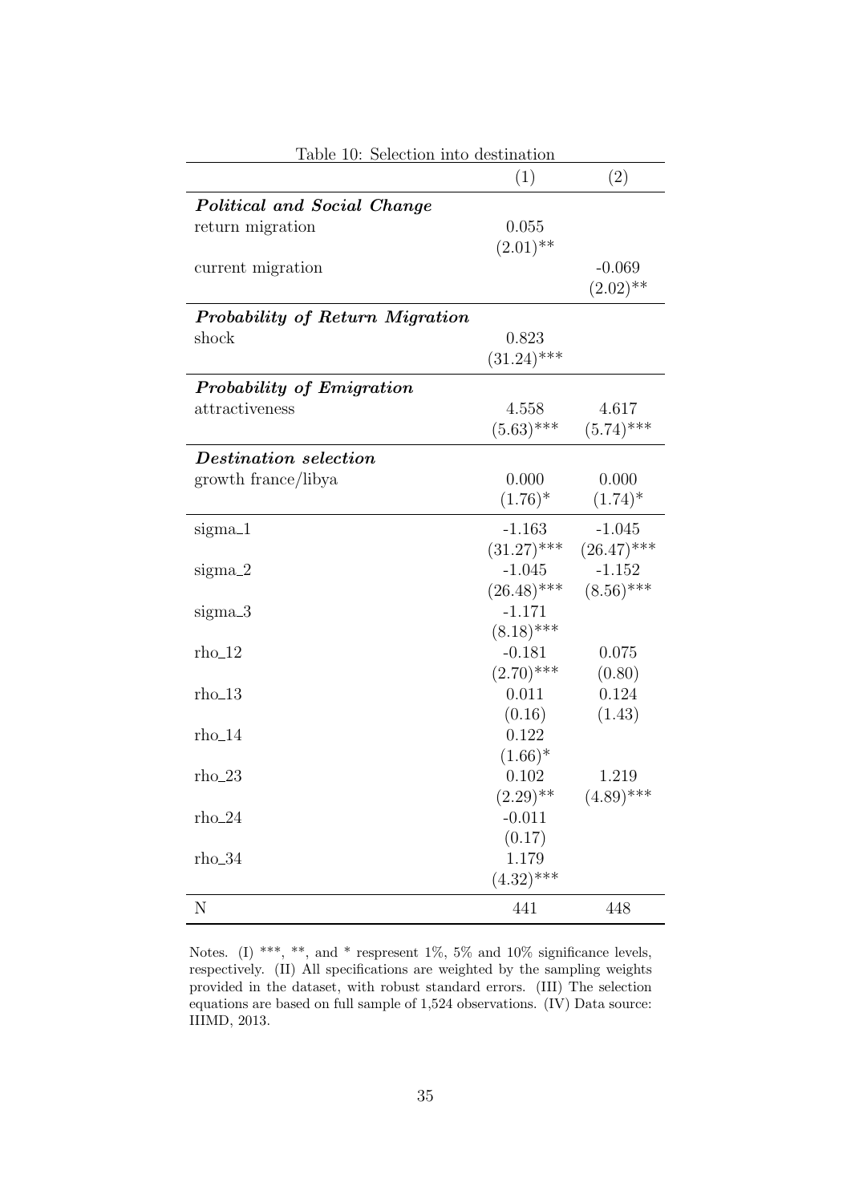Table 10: Selection into destination

| | (1) | (2) |
|---|---|---|
| ***Political and Social Change*** | | |
| return migration | 0.055 | |
| | (2.01)** | |
| current migration | | -0.069 |
| | | (2.02)** |
| ***Probability of Return Migration*** | | |
| shock | 0.823 | |
| | (31.24)*** | |
| ***Probability of Emigration*** | | |
| attractiveness | 4.558 | 4.617 |
| | (5.63)*** | (5.74)*** |
| ***Destination selection*** | | |
| growth france/libya | 0.000 | 0.000 |
| | (1.76)* | (1.74)* |
| sigma_1 | -1.163 | -1.045 |
| | (31.27)*** | (26.47)*** |
| sigma_2 | -1.045 | -1.152 |
| | (26.48)*** | (8.56)*** |
| sigma_3 | -1.171 | |
| | (8.18)*** | |
| rho_12 | -0.181 | 0.075 |
| | (2.70)*** | (0.80) |
| rho_13 | 0.011 | 0.124 |
| | (0.16) | (1.43) |
| rho_14 | 0.122 | |
| | (1.66)* | |
| rho_23 | 0.102 | 1.219 |
| | (2.29)** | (4.89)*** |
| rho_24 | -0.011 | |
| | (0.17) | |
| rho_34 | 1.179 | |
| | (4.32)*** | |
| N | 441 | 448 |

Notes. (I) ***, **, and * respresent 1%, 5% and 10% significance levels, respectively. (II) All specifications are weighted by the sampling weights provided in the dataset, with robust standard errors. (III) The selection equations are based on full sample of 1,524 observations. (IV) Data source: IIIMD, 2013.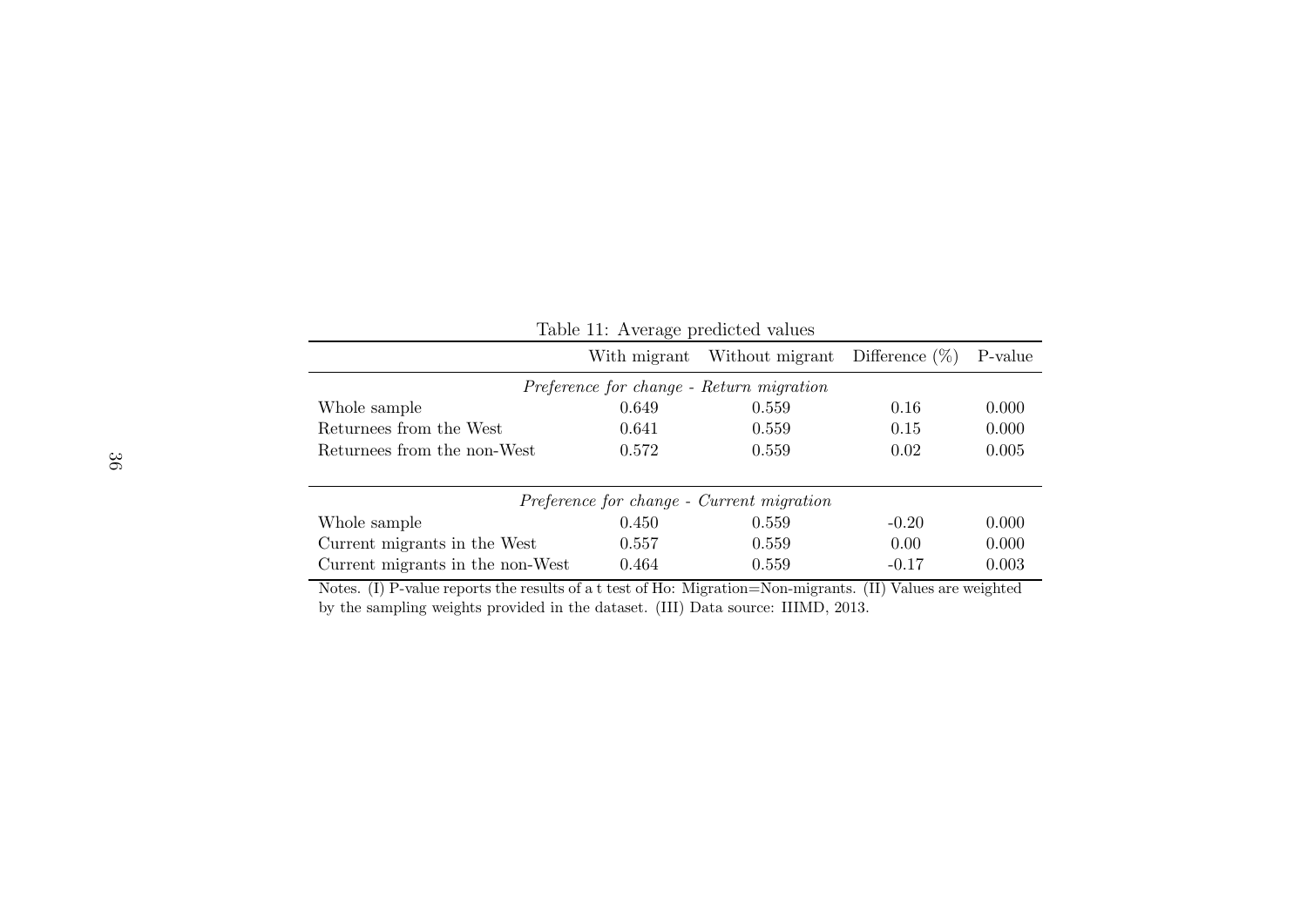Table 11: Average predicted values

| | With migrant | Without migrant | Difference (%) | P-value |
|---|---|---|---|---|
| *Preference for change - Return migration* | | | | |
| Whole sample | 0.649 | 0.559 | 0.16 | 0.000 |
| Returnees from the West | 0.641 | 0.559 | 0.15 | 0.000 |
| Returnees from the non-West | 0.572 | 0.559 | 0.02 | 0.005 |
| *Preference for change - Current migration* | | | | |
| Whole sample | 0.450 | 0.559 | -0.20 | 0.000 |
| Current migrants in the West | 0.557 | 0.559 | 0.00 | 0.000 |
| Current migrants in the non-West | 0.464 | 0.559 | -0.17 | 0.003 |

Notes. (I) P-value reports the results of a t test of Ho: Migration=Non-migrants. (II) Values are weighted by the sampling weights provided in the dataset. (III) Data source: IIIMD, 2013.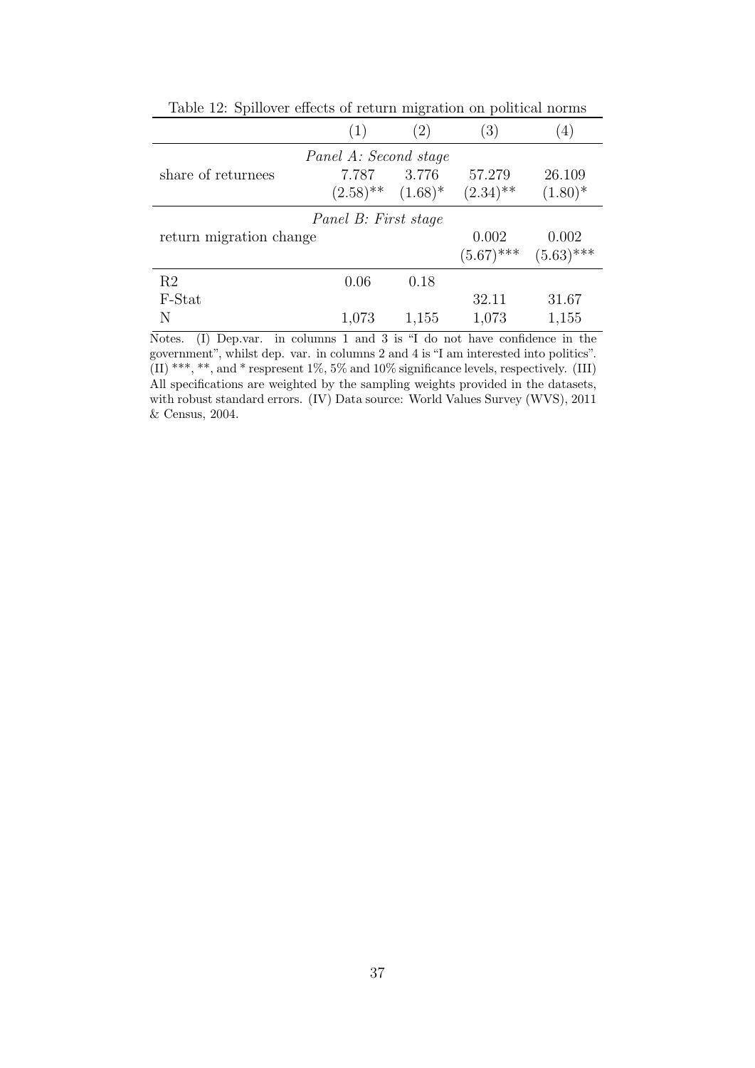Table 12: Spillover effects of return migration on political norms

| | (1) | (2) | (3) | (4) |
|---|---|---|---|---|
| *Panel A: Second stage* | | | | |
| share of returnees | 7.787 | 3.776 | 57.279 | 26.109 |
| | (2.58)** | (1.68)* | (2.34)** | (1.80)* |
| *Panel B: First stage* | | | | |
| return migration change | | | 0.002 | 0.002 |
| | | | (5.67)*** | (5.63)*** |
| R2 | 0.06 | 0.18 | | |
| F-Stat | | | 32.11 | 31.67 |
| N | 1,073 | 1,155 | 1,073 | 1,155 |

Notes. (I) Dep.var. in columns 1 and 3 is "I do not have confidence in the government", whilst dep. var. in columns 2 and 4 is "I am interested into politics". (II) ***, **, and * respresent 1%, 5% and 10% significance levels, respectively. (III) All specifications are weighted by the sampling weights provided in the datasets, with robust standard errors. (IV) Data source: World Values Survey (WVS), 2011 & Census, 2004.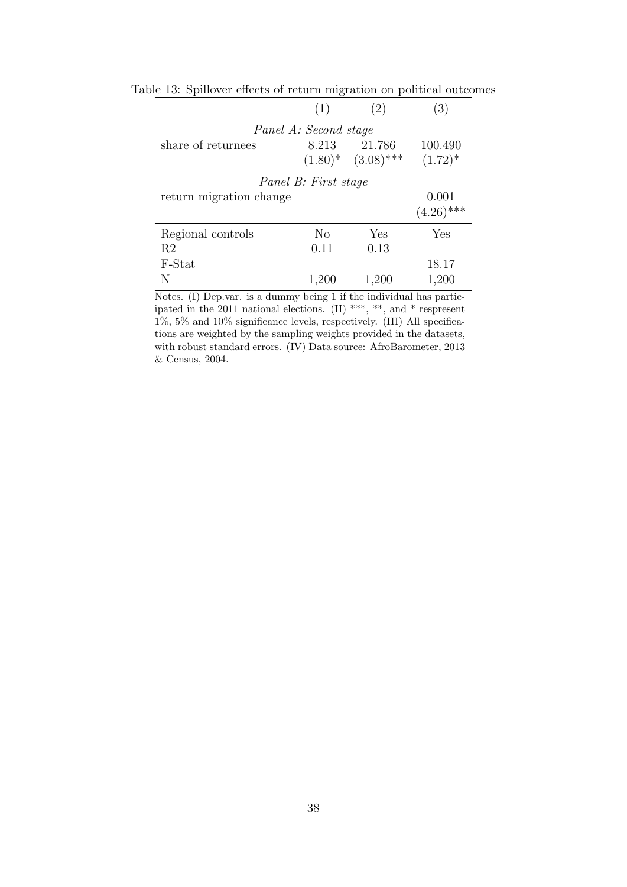Table 13: Spillover effects of return migration on political outcomes

| | (1) | (2) | (3) |
|---|---|---|---|
| *Panel A: Second stage* | | | |
| share of returnees | 8.213 | 21.786 | 100.490 |
| | (1.80)* | (3.08)*** | (1.72)* |
| *Panel B: First stage* | | | |
| return migration change | | | 0.001 |
| | | | (4.26)*** |
| Regional controls | No | Yes | Yes |
| R2 | 0.11 | 0.13 | |
| F-Stat | | | 18.17 |
| N | 1,200 | 1,200 | 1,200 |

Notes. (I) Dep.var. is a dummy being 1 if the individual has participated in the 2011 national elections. (II) ***, **, and * respresent 1%, 5% and 10% significance levels, respectively. (III) All specifications are weighted by the sampling weights provided in the datasets, with robust standard errors. (IV) Data source: AfroBarometer, 2013 & Census, 2004.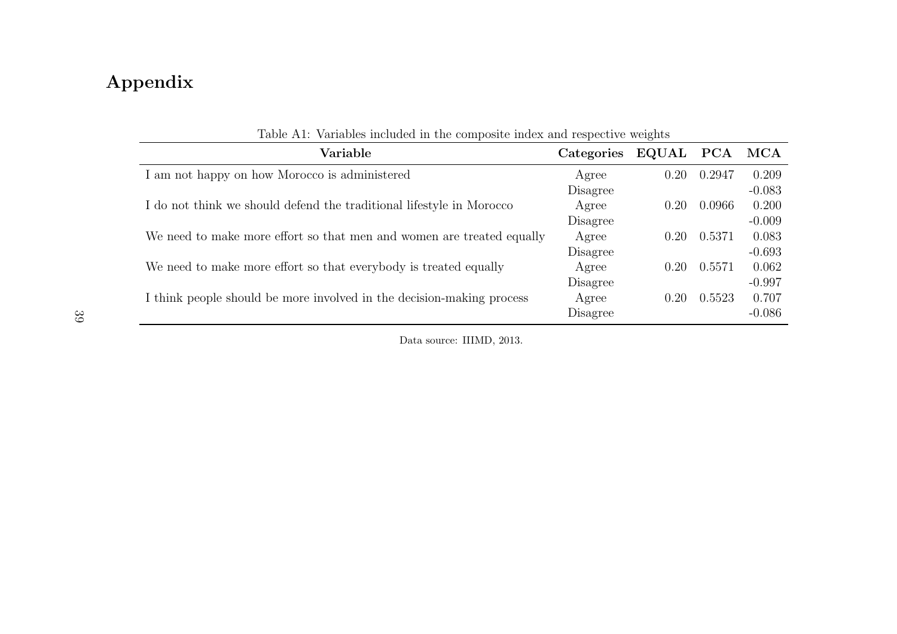# Appendix

Table A1: Variables included in the composite index and respective weights

| Variable | Categories | EQUAL | PCA | MCA |
|---|---|---|---|---|
| I am not happy on how Morocco is administered | Agree | 0.20 | 0.2947 | 0.209 |
| | Disagree | | | -0.083 |
| I do not think we should defend the traditional lifestyle in Morocco | Agree | 0.20 | 0.0966 | 0.200 |
| | Disagree | | | -0.009 |
| We need to make more effort so that men and women are treated equally | Agree | 0.20 | 0.5371 | 0.083 |
| | Disagree | | | -0.693 |
| We need to make more effort so that everybody is treated equally | Agree | 0.20 | 0.5571 | 0.062 |
| | Disagree | | | -0.997 |
| I think people should be more involved in the decision-making process | Agree | 0.20 | 0.5523 | 0.707 |
| | Disagree | | | -0.086 |

Data source: IIIMD, 2013.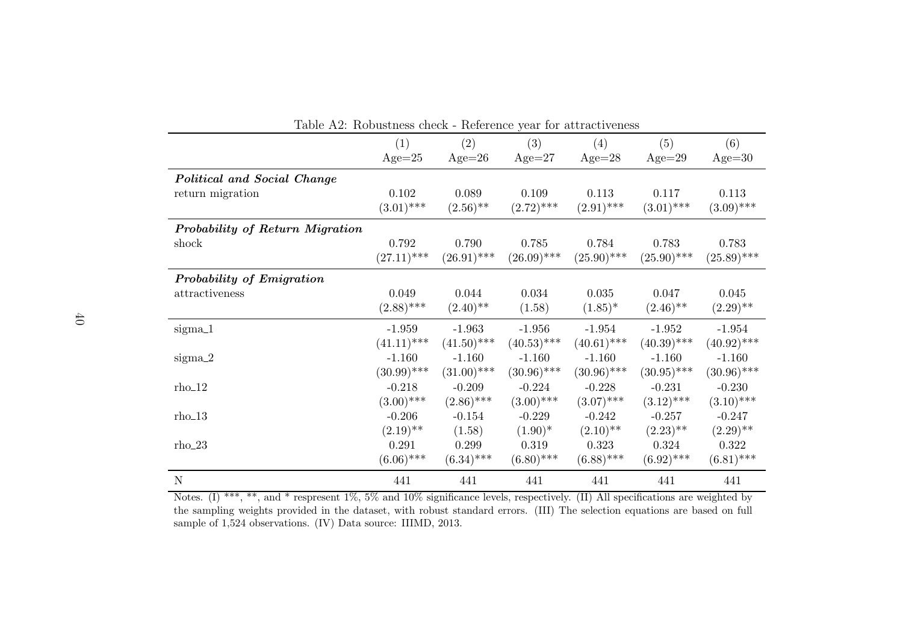Table A2: Robustness check - Reference year for attractiveness

| | (1) Age=25 | (2) Age=26 | (3) Age=27 | (4) Age=28 | (5) Age=29 | (6) Age=30 |
|---|---|---|---|---|---|---|
| ***Political and Social Change*** | | | | | | |
| return migration | 0.102 | 0.089 | 0.109 | 0.113 | 0.117 | 0.113 |
| | (3.01)*** | (2.56)** | (2.72)*** | (2.91)*** | (3.01)*** | (3.09)*** |
| ***Probability of Return Migration*** | | | | | | |
| shock | 0.792 | 0.790 | 0.785 | 0.784 | 0.783 | 0.783 |
| | (27.11)*** | (26.91)*** | (26.09)*** | (25.90)*** | (25.90)*** | (25.89)*** |
| ***Probability of Emigration*** | | | | | | |
| attractiveness | 0.049 | 0.044 | 0.034 | 0.035 | 0.047 | 0.045 |
| | (2.88)*** | (2.40)** | (1.58) | (1.85)* | (2.46)** | (2.29)** |
| sigma_1 | -1.959 | -1.963 | -1.956 | -1.954 | -1.952 | -1.954 |
| | (41.11)*** | (41.50)*** | (40.53)*** | (40.61)*** | (40.39)*** | (40.92)*** |
| sigma_2 | -1.160 | -1.160 | -1.160 | -1.160 | -1.160 | -1.160 |
| | (30.99)*** | (31.00)*** | (30.96)*** | (30.96)*** | (30.95)*** | (30.96)*** |
| rho_12 | -0.218 | -0.209 | -0.224 | -0.228 | -0.231 | -0.230 |
| | (3.00)*** | (2.86)*** | (3.00)*** | (3.07)*** | (3.12)*** | (3.10)*** |
| rho_13 | -0.206 | -0.154 | -0.229 | -0.242 | -0.257 | -0.247 |
| | (2.19)** | (1.58) | (1.90)* | (2.10)** | (2.23)** | (2.29)** |
| rho_23 | 0.291 | 0.299 | 0.319 | 0.323 | 0.324 | 0.322 |
| | (6.06)*** | (6.34)*** | (6.80)*** | (6.88)*** | (6.92)*** | (6.81)*** |
| N | 441 | 441 | 441 | 441 | 441 | 441 |

Notes. (I) ***, **, and * respresent 1%, 5% and 10% significance levels, respectively. (II) All specifications are weighted by the sampling weights provided in the dataset, with robust standard errors. (III) The selection equations are based on full sample of 1,524 observations. (IV) Data source: IIIMD, 2013.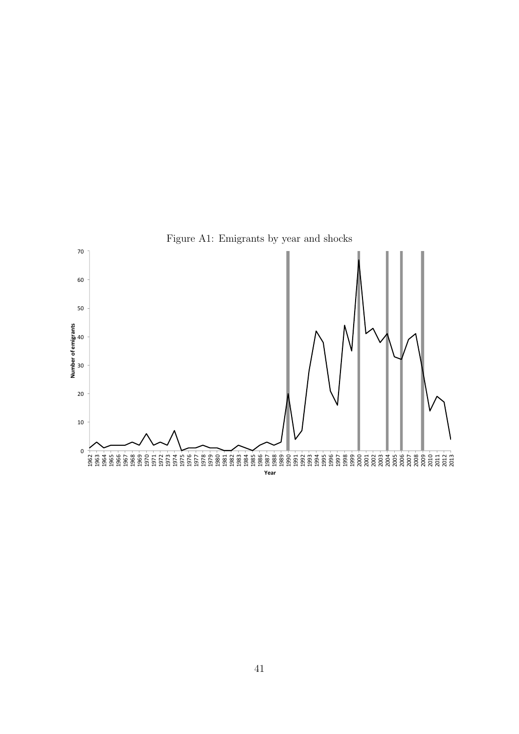Figure A1: Emigrants by year and shocks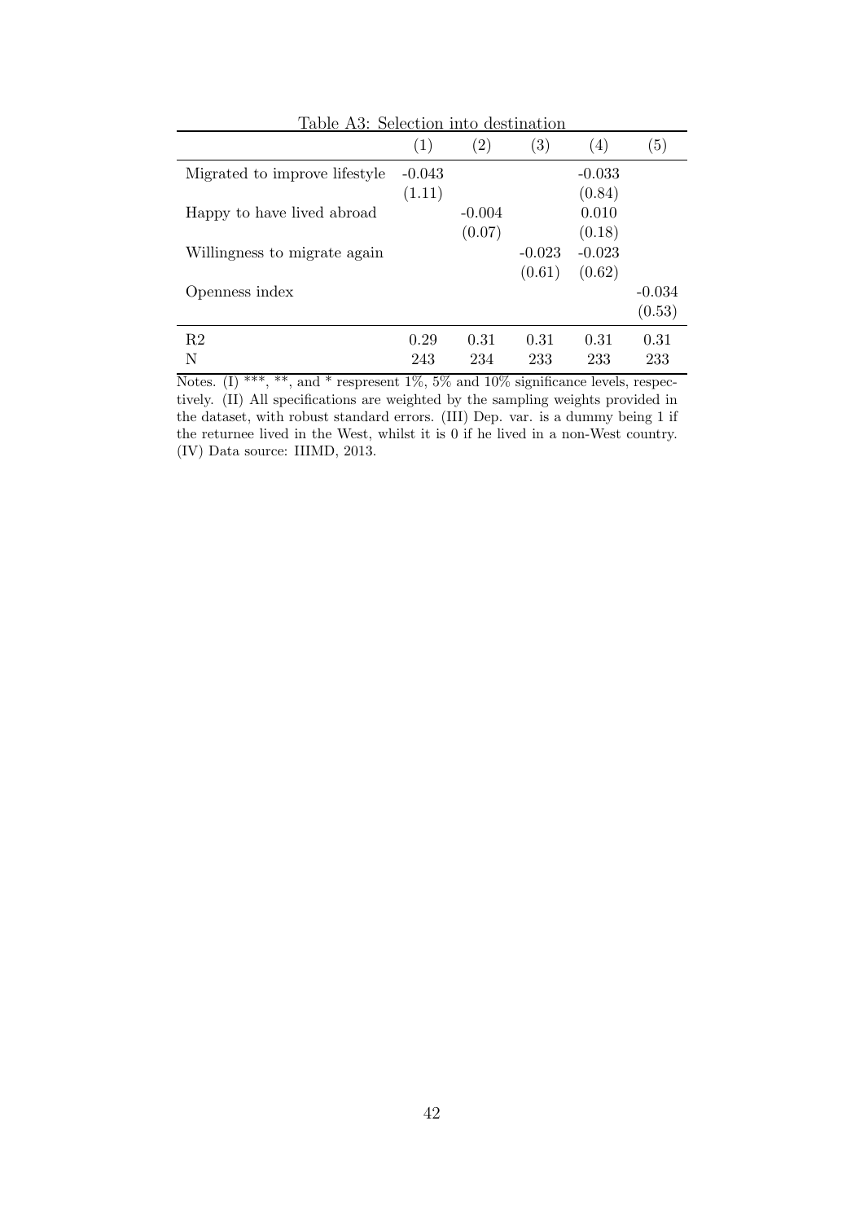Table A3: Selection into destination

| | (1) | (2) | (3) | (4) | (5) |
|---|---|---|---|---|---|
| Migrated to improve lifestyle | -0.043 | | | -0.033 | |
| | (1.11) | | | (0.84) | |
| Happy to have lived abroad | | -0.004 | | 0.010 | |
| | | (0.07) | | (0.18) | |
| Willingness to migrate again | | | -0.023 | -0.023 | |
| | | | (0.61) | (0.62) | |
| Openness index | | | | | -0.034 |
| | | | | | (0.53) |
| R2 | 0.29 | 0.31 | 0.31 | 0.31 | 0.31 |
| N | 243 | 234 | 233 | 233 | 233 |

Notes. (I) ***, **, and * represent 1%, 5% and 10% significance levels, respectively. (II) All specifications are weighted by the sampling weights provided in the dataset, with robust standard errors. (III) Dep. var. is a dummy being 1 if the returnee lived in the West, whilst it is 0 if he lived in a non-West country. (IV) Data source: IIIMD, 2013.